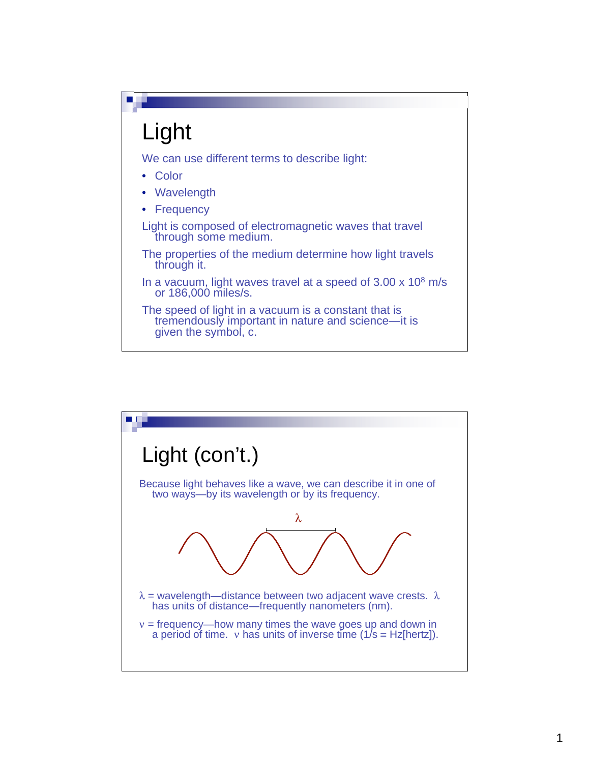# Light

We can use different terms to describe light:

- Color
- Wavelength
- Frequency

Light is composed of electromagnetic waves that travel through some medium.

The properties of the medium determine how light travels through it.

In a vacuum, light waves travel at a speed of $3.00 \times 10^8$ m/s or 186,000 miles/s.

The speed of light in a vacuum is a constant that is tremendously important in nature and science—it is given the symbol, c.

# Light (con't.)

Because light behaves like a wave, we can describe it in one of two ways—by its wavelength or by its frequency.

$\lambda$ = wavelength—distance between two adjacent wave crests. $\lambda$ has units of distance—frequently nanometers (nm).

$\nu$ = frequency—how many times the wave goes up and down in a period of time. $\nu$ has units of inverse time ($1/s \equiv$ Hz[hertz]).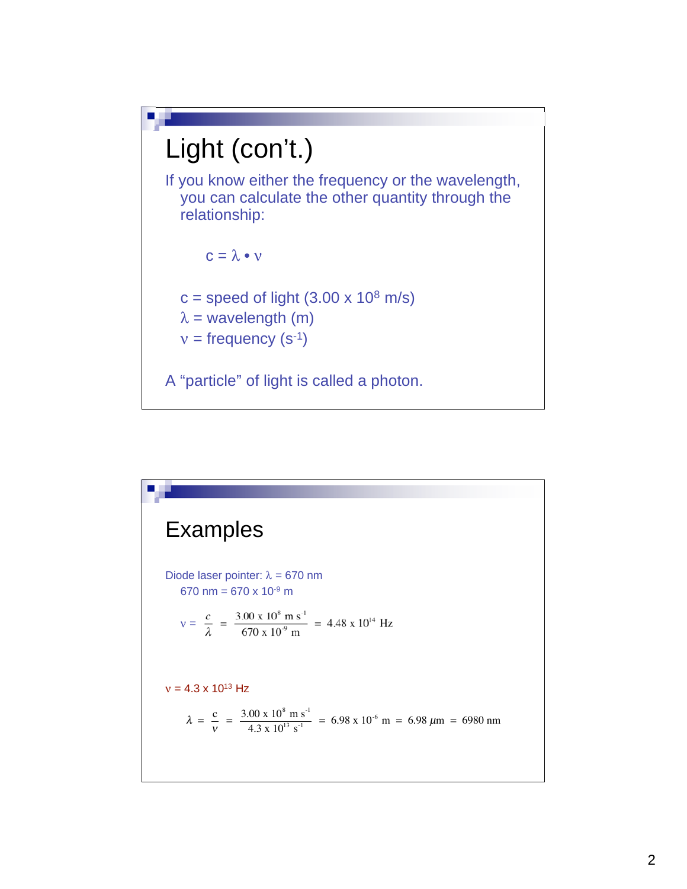# Light (con't.)

If you know either the frequency or the wavelength, you can calculate the other quantity through the relationship:

$$c = \lambda \bullet \nu$$

$c$ = speed of light ($3.00 \times 10^{8}$ m/s)
$\lambda$ = wavelength (m)
$\nu$ = frequency ($s^{-1}$)

A "particle" of light is called a photon.

# Examples

Diode laser pointer: $\lambda$ = 670 nm
670 nm = $670 \times 10^{-9}$ m

$$\nu = \frac{c}{\lambda} = \frac{3.00 \times 10^{8} \text{ m s}^{-1}}{670 \times 10^{-9} \text{ m}} = 4.48 \times 10^{14} \text{ Hz}$$

$\nu = 4.3 \times 10^{13}$ Hz

$$\lambda = \frac{c}{\nu} = \frac{3.00 \times 10^{8} \text{ m s}^{-1}}{4.3 \times 10^{13} \text{ s}^{-1}} = 6.98 \times 10^{-6} \text{ m} = 6.98\ \mu\text{m} = 6980 \text{ nm}$$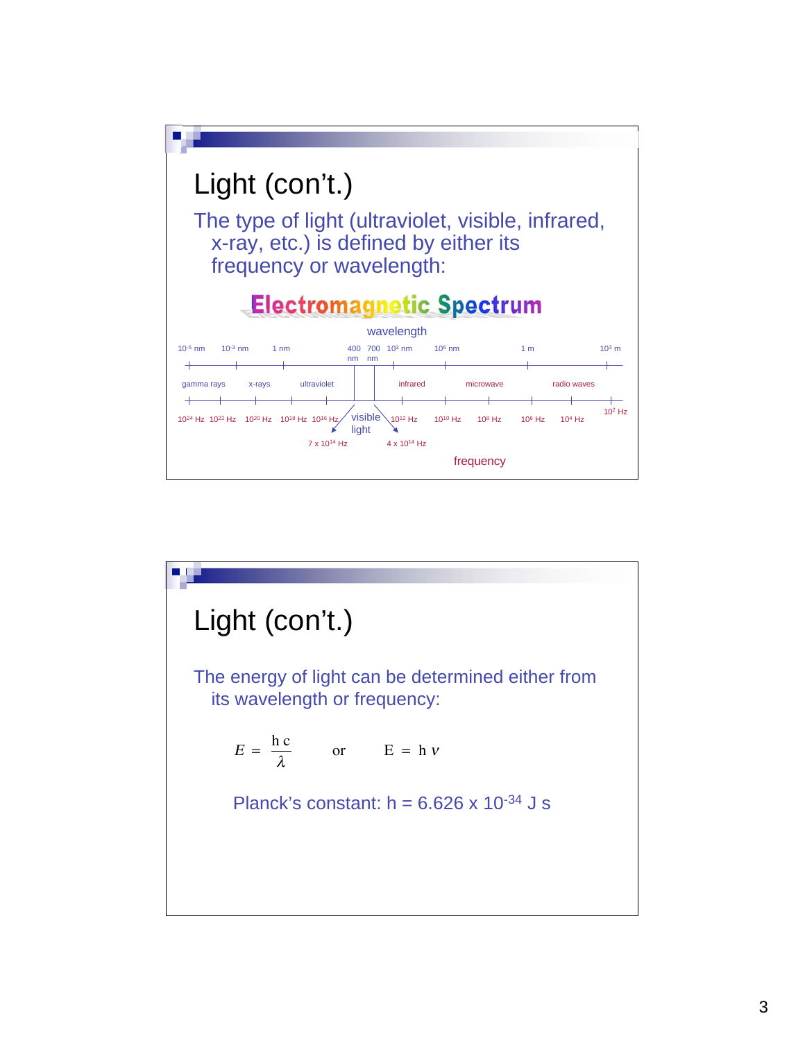# Light (con't.)

The type of light (ultraviolet, visible, infrared, x-ray, etc.) is defined by either its frequency or wavelength:

**Electromagnetic Spectrum**

wavelength

$10^{-5}$ nm — $10^{-3}$ nm — 1 nm — 400 nm — 700 nm — $10^{3}$ nm — $10^{6}$ nm — 1 m — $10^{3}$ m

gamma rays | x-rays | ultraviolet | visible light | infrared | microwave | radio waves

$10^{24}$ Hz — $10^{22}$ Hz — $10^{20}$ Hz — $10^{18}$ Hz — $10^{16}$ Hz — $10^{12}$ Hz — $10^{10}$ Hz — $10^{8}$ Hz — $10^{6}$ Hz — $10^{4}$ Hz — $10^{2}$ Hz

$7 \times 10^{14}$ Hz — $4 \times 10^{14}$ Hz

frequency

# Light (con't.)

The energy of light can be determined either from its wavelength or frequency:

$$E = \frac{h\,c}{\lambda} \quad \text{or} \quad E = h\,\nu$$

Planck's constant: $h = 6.626 \times 10^{-34}$ J s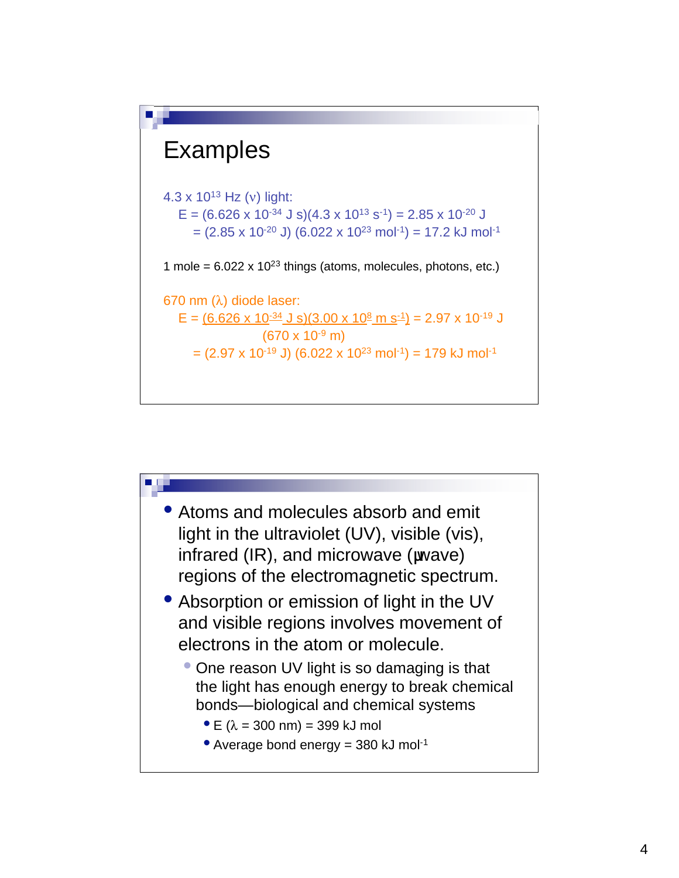# Examples

$4.3 \times 10^{13}$ Hz ($\nu$) light:

$$E = (6.626 \times 10^{-34} \text{ J s})(4.3 \times 10^{13} \text{ s}^{-1}) = 2.85 \times 10^{-20} \text{ J}$$

$$= (2.85 \times 10^{-20} \text{ J})(6.022 \times 10^{23} \text{ mol}^{-1}) = 17.2 \text{ kJ mol}^{-1}$$

1 mole = $6.022 \times 10^{23}$ things (atoms, molecules, photons, etc.)

670 nm ($\lambda$) diode laser:

$$E = \frac{(6.626 \times 10^{-34} \text{ J s})(3.00 \times 10^{8} \text{ m s}^{-1})}{(670 \times 10^{-9} \text{ m})} = 2.97 \times 10^{-19} \text{ J}$$

$$= (2.97 \times 10^{-19} \text{ J})(6.022 \times 10^{23} \text{ mol}^{-1}) = 179 \text{ kJ mol}^{-1}$$

- Atoms and molecules absorb and emit light in the ultraviolet (UV), visible (vis), infrared (IR), and microwave ($\mu$wave) regions of the electromagnetic spectrum.
- Absorption or emission of light in the UV and visible regions involves movement of electrons in the atom or molecule.
  - One reason UV light is so damaging is that the light has enough energy to break chemical bonds—biological and chemical systems
    - E ($\lambda$ = 300 nm) = 399 kJ mol
    - Average bond energy = 380 kJ $\text{mol}^{-1}$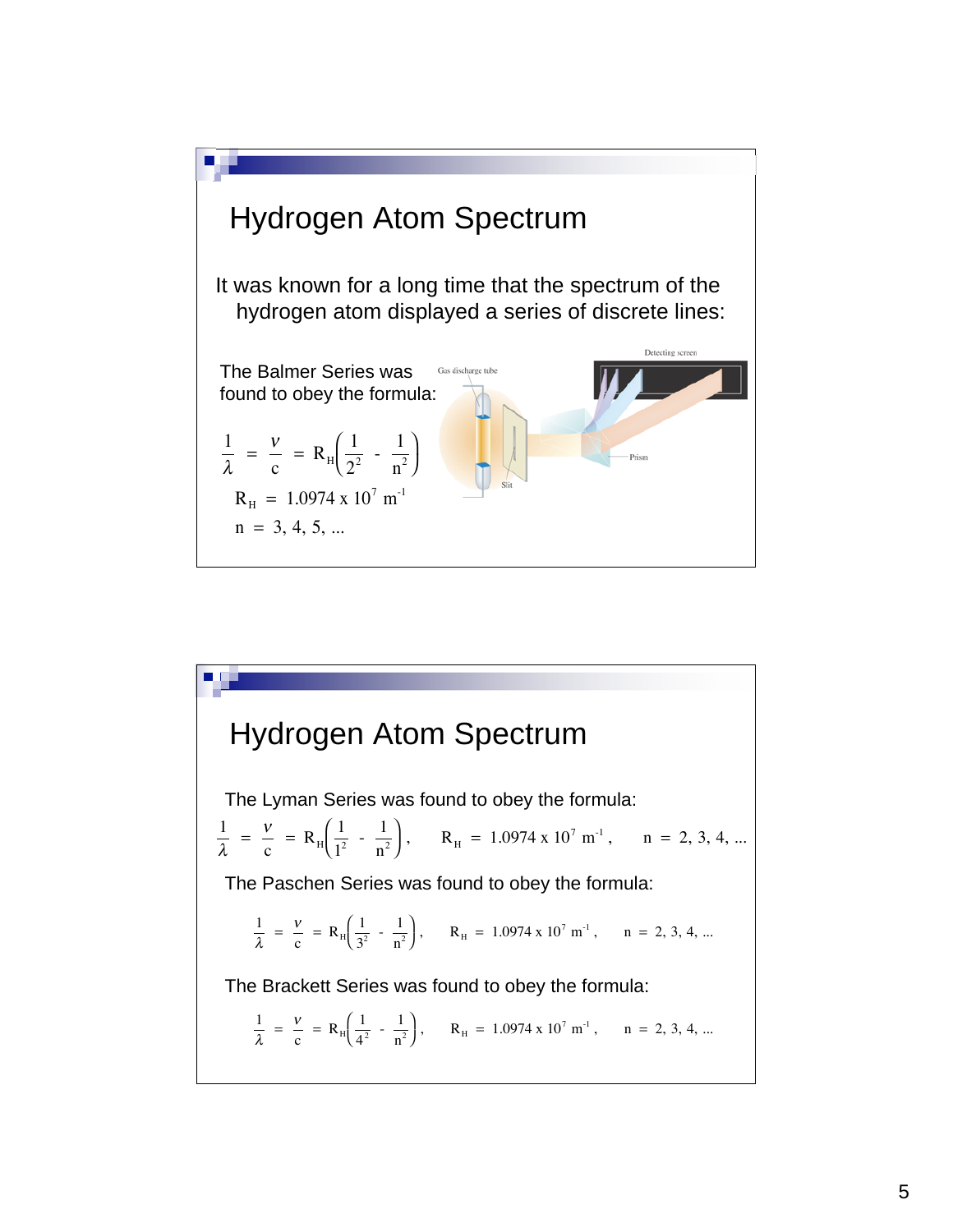## Hydrogen Atom Spectrum

It was known for a long time that the spectrum of the hydrogen atom displayed a series of discrete lines:

The Balmer Series was found to obey the formula:

$$\frac{1}{\lambda} = \frac{\nu}{c} = R_H\left(\frac{1}{2^2} - \frac{1}{n^2}\right)$$

$$R_H = 1.0974 \times 10^7 \text{ m}^{-1}$$

$$n = 3, 4, 5, \ldots$$

Gas discharge tube

Slit

Prism

Detecting screen

## Hydrogen Atom Spectrum

The Lyman Series was found to obey the formula:

$$\frac{1}{\lambda} = \frac{\nu}{c} = R_H\left(\frac{1}{1^2} - \frac{1}{n^2}\right), \quad R_H = 1.0974 \times 10^7 \text{ m}^{-1}, \quad n = 2, 3, 4, \ldots$$

The Paschen Series was found to obey the formula:

$$\frac{1}{\lambda} = \frac{\nu}{c} = R_H\left(\frac{1}{3^2} - \frac{1}{n^2}\right), \quad R_H = 1.0974 \times 10^7 \text{ m}^{-1}, \quad n = 2, 3, 4, \ldots$$

The Brackett Series was found to obey the formula:

$$\frac{1}{\lambda} = \frac{\nu}{c} = R_H\left(\frac{1}{4^2} - \frac{1}{n^2}\right), \quad R_H = 1.0974 \times 10^7 \text{ m}^{-1}, \quad n = 2, 3, 4, \ldots$$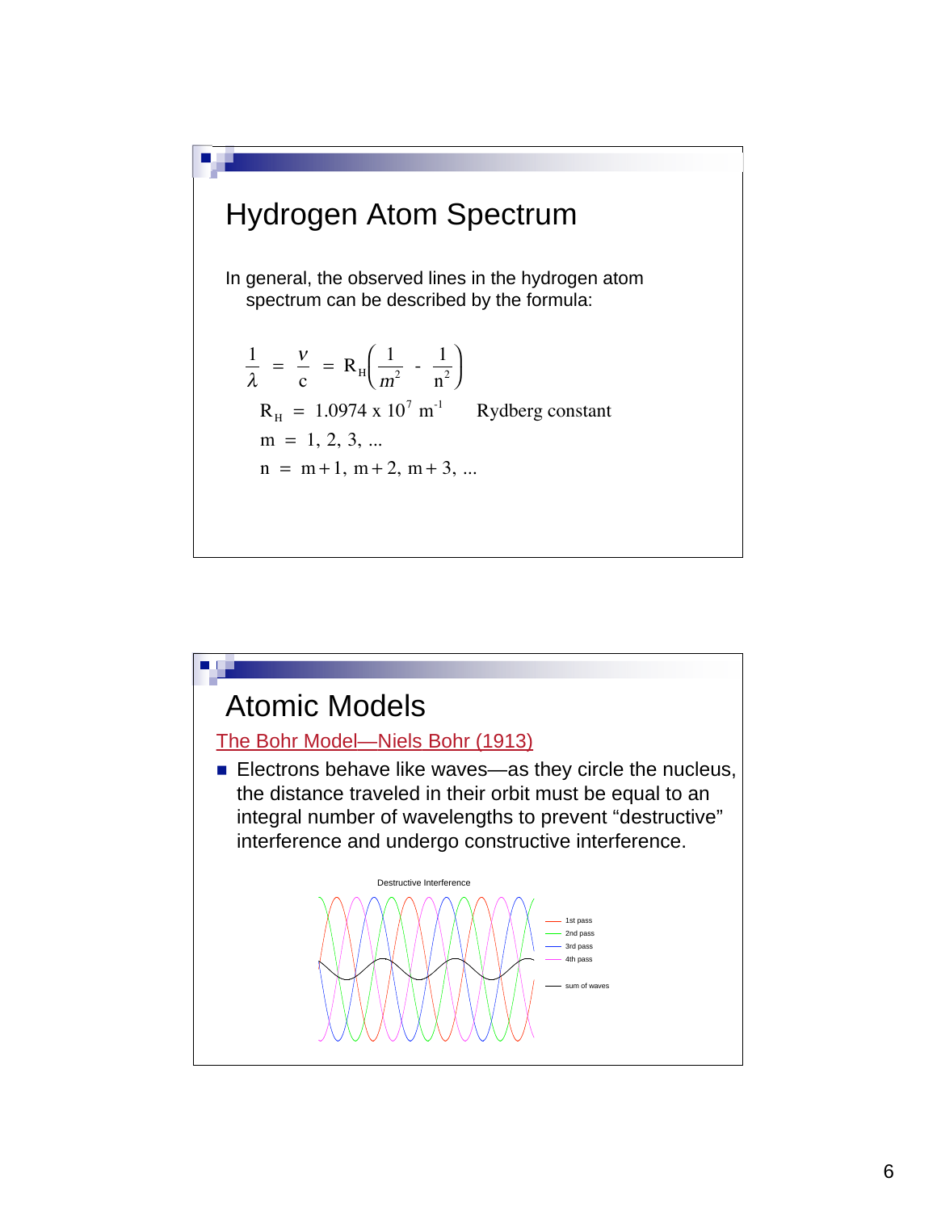# Hydrogen Atom Spectrum

In general, the observed lines in the hydrogen atom spectrum can be described by the formula:

$$\frac{1}{\lambda} = \frac{\nu}{c} = R_H\left(\frac{1}{m^2} - \frac{1}{n^2}\right)$$

$R_H = 1.0974 \times 10^7 \text{ m}^{-1}$ Rydberg constant

$m = 1, 2, 3, ...$

$n = m+1, m+2, m+3, ...$

# Atomic Models

The Bohr Model—Niels Bohr (1913)

- Electrons behave like waves—as they circle the nucleus, the distance traveled in their orbit must be equal to an integral number of wavelengths to prevent "destructive" interference and undergo constructive interference.

Destructive Interference

1st pass
2nd pass
3rd pass
4th pass
sum of waves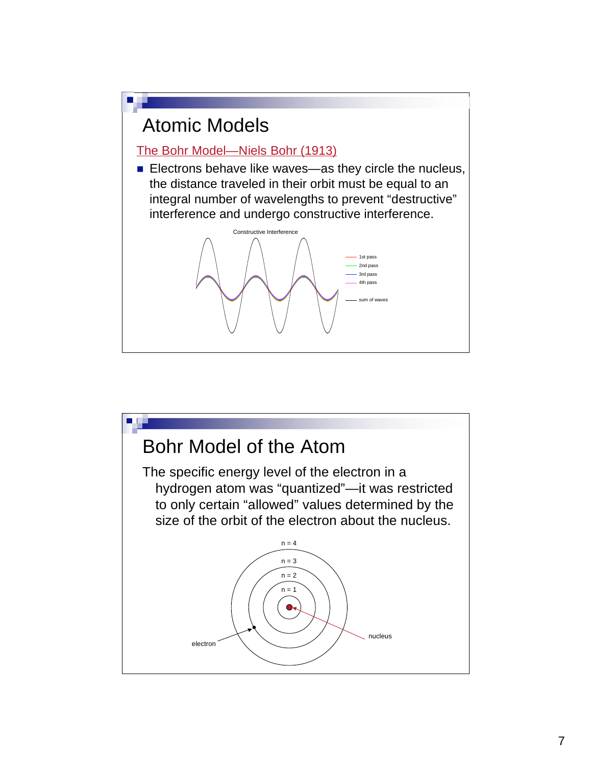# Atomic Models

The Bohr Model—Niels Bohr (1913)

- Electrons behave like waves—as they circle the nucleus, the distance traveled in their orbit must be equal to an integral number of wavelengths to prevent "destructive" interference and undergo constructive interference.

Constructive Interference

1st pass
2nd pass
3rd pass
4th pass
sum of waves

# Bohr Model of the Atom

The specific energy level of the electron in a hydrogen atom was "quantized"—it was restricted to only certain "allowed" values determined by the size of the orbit of the electron about the nucleus.

n = 4
n = 3
n = 2
n = 1
electron
nucleus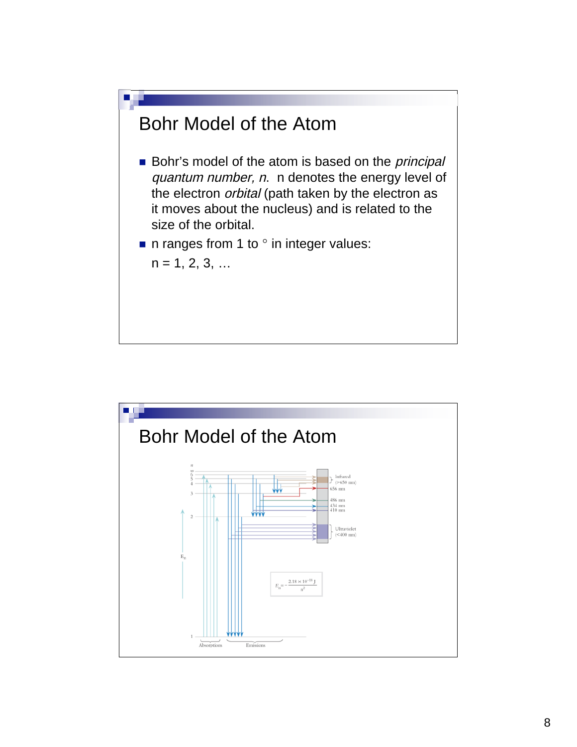# Bohr Model of the Atom

- Bohr's model of the atom is based on the *principal quantum number, n.* n denotes the energy level of the electron *orbital* (path taken by the electron as it moves about the nucleus) and is related to the size of the orbital.
- n ranges from 1 to ° in integer values:

  n = 1, 2, 3, …

# Bohr Model of the Atom

n

∞
6
5
4
3
2
1

$E_n$

Infrared (>650 nm)

656 nm

486 nm

434 nm

410 nm

Ultraviolet (<400 nm)

$$E_n = -\frac{2.18 \times 10^{-18}\,\text{J}}{n^2}$$

Absorptions

Emissions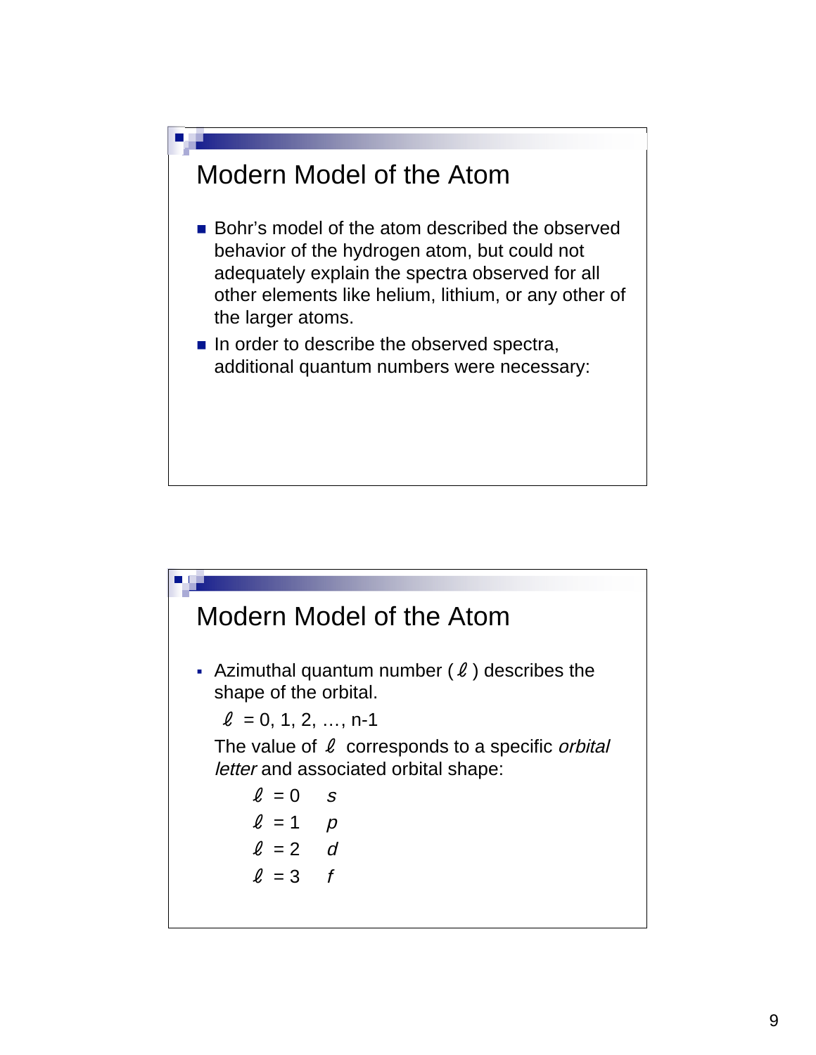## Modern Model of the Atom

- Bohr's model of the atom described the observed behavior of the hydrogen atom, but could not adequately explain the spectra observed for all other elements like helium, lithium, or any other of the larger atoms.
- In order to describe the observed spectra, additional quantum numbers were necessary:

## Modern Model of the Atom

- Azimuthal quantum number ($\ell$) describes the shape of the orbital.

  $\ell = 0, 1, 2, \ldots, n-1$

  The value of $\ell$ corresponds to a specific *orbital letter* and associated orbital shape:

  $\ell = 0$ *s*

  $\ell = 1$ *p*

  $\ell = 2$ *d*

  $\ell = 3$ *f*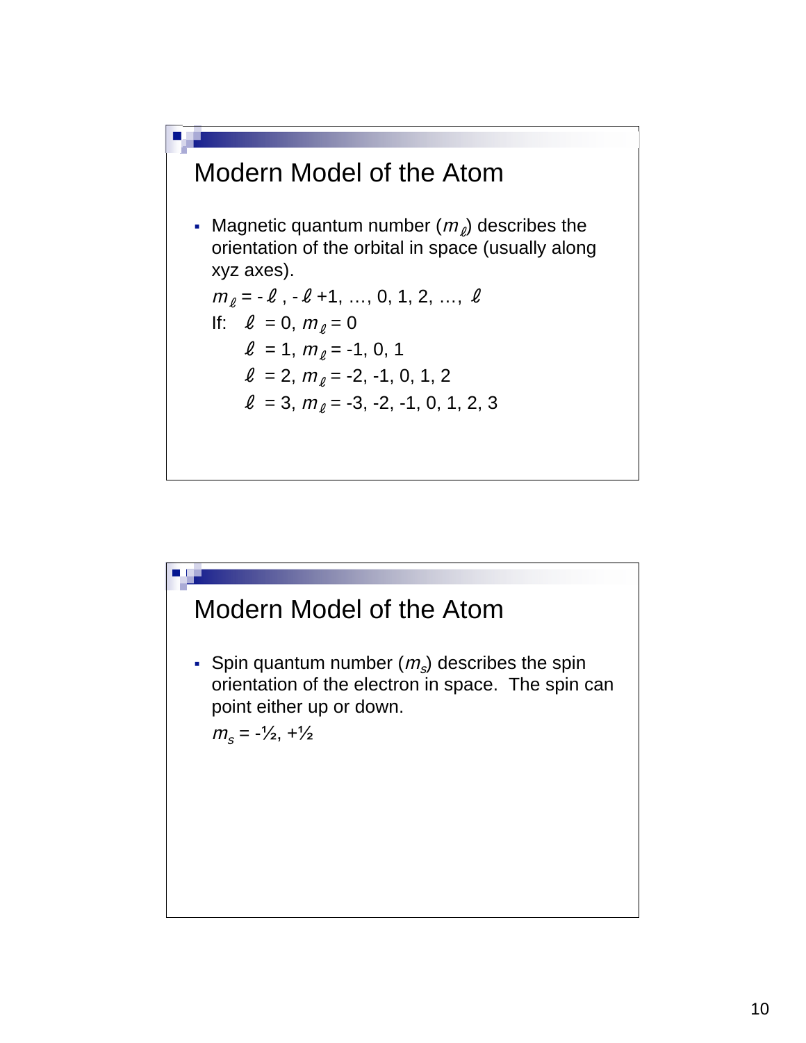## Modern Model of the Atom

- Magnetic quantum number ($m_\ell$) describes the orientation of the orbital in space (usually along xyz axes).

  $m_\ell = -\ell, -\ell+1, \ldots, 0, 1, 2, \ldots, \ell$

  If: $\ell = 0$, $m_\ell = 0$

  $\ell = 1$, $m_\ell = -1, 0, 1$

  $\ell = 2$, $m_\ell = -2, -1, 0, 1, 2$

  $\ell = 3$, $m_\ell = -3, -2, -1, 0, 1, 2, 3$

## Modern Model of the Atom

- Spin quantum number ($m_s$) describes the spin orientation of the electron in space. The spin can point either up or down.

  $m_s = -½, +½$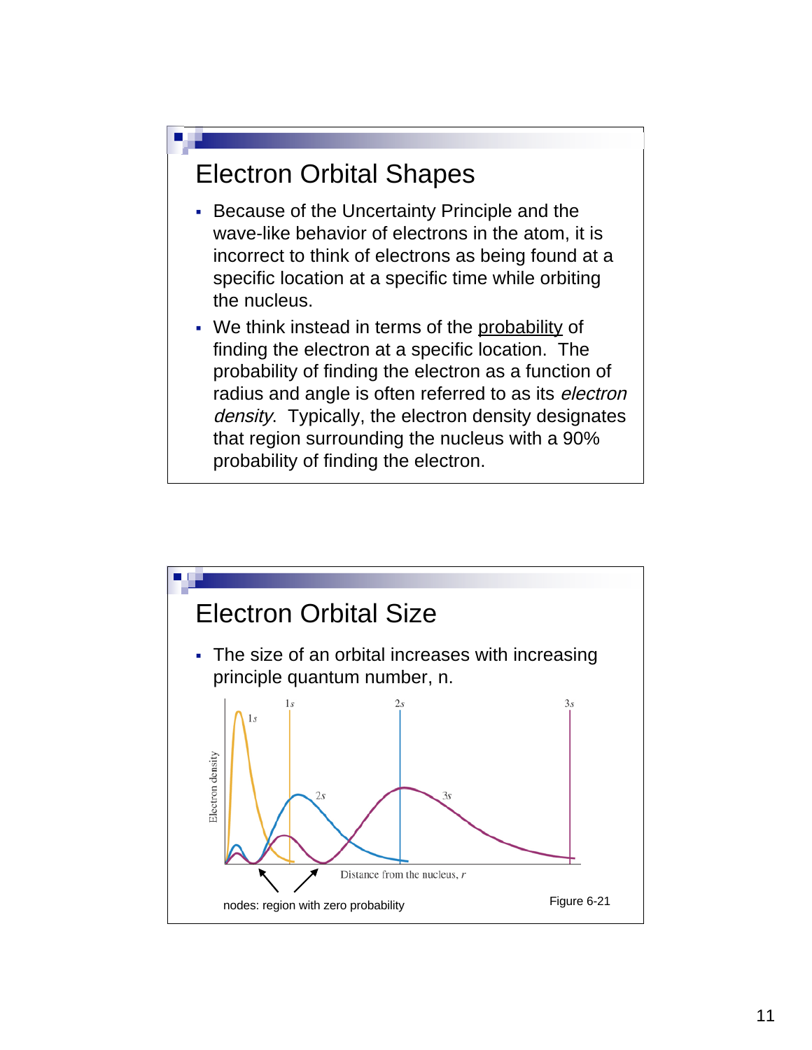## Electron Orbital Shapes

- Because of the Uncertainty Principle and the wave-like behavior of electrons in the atom, it is incorrect to think of electrons as being found at a specific location at a specific time while orbiting the nucleus.
- We think instead in terms of the probability of finding the electron at a specific location. The probability of finding the electron as a function of radius and angle is often referred to as its *electron density*. Typically, the electron density designates that region surrounding the nucleus with a 90% probability of finding the electron.

## Electron Orbital Size

- The size of an orbital increases with increasing principle quantum number, n.

nodes: region with zero probability

Figure 6-21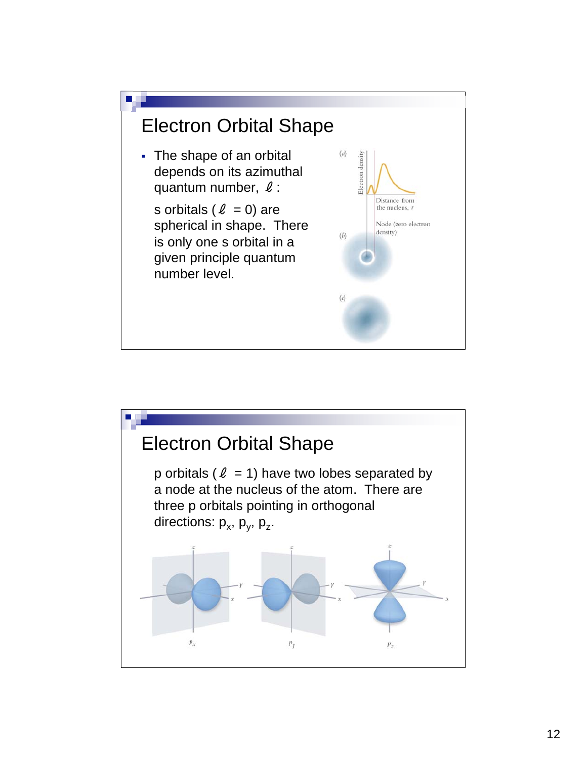## Electron Orbital Shape

- The shape of an orbital depends on its azimuthal quantum number, $\ell$ :

  s orbitals ($\ell$ = 0) are spherical in shape. There is only one s orbital in a given principle quantum number level.

## Electron Orbital Shape

p orbitals ($\ell$ = 1) have two lobes separated by a node at the nucleus of the atom. There are three p orbitals pointing in orthogonal directions: $p_x$, $p_y$, $p_z$.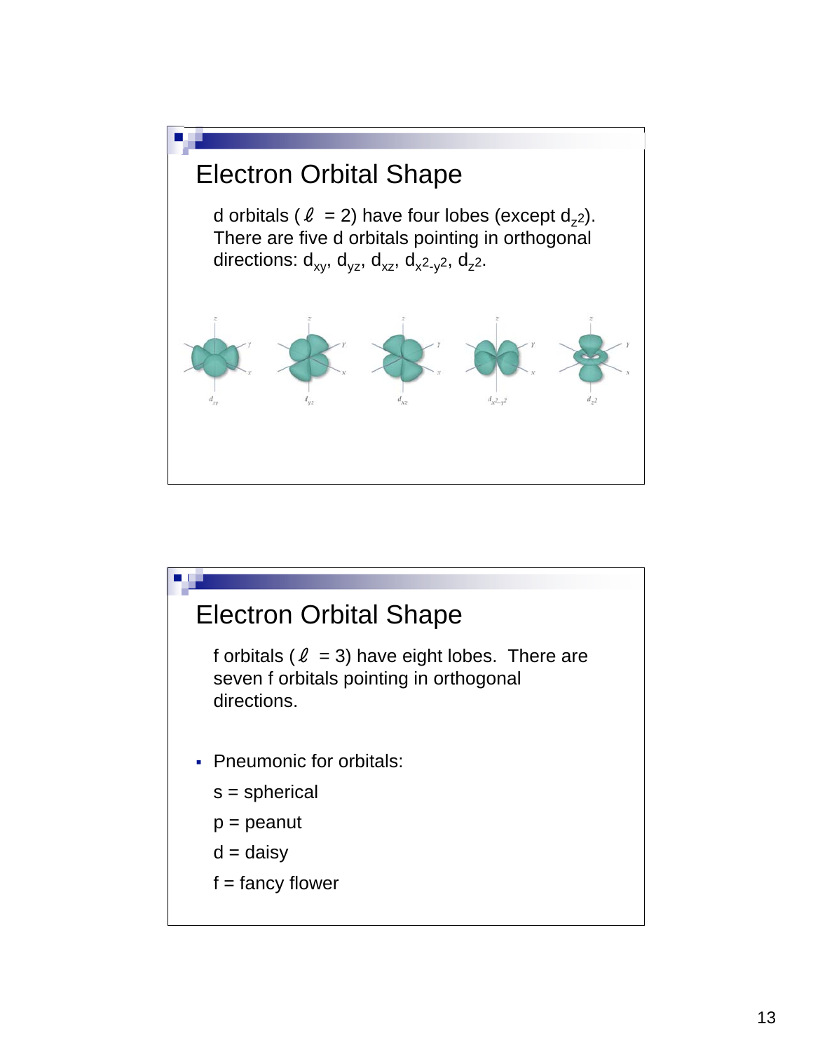## Electron Orbital Shape

d orbitals ($\ell$ = 2) have four lobes (except $d_{z^2}$). There are five d orbitals pointing in orthogonal directions: $d_{xy}$, $d_{yz}$, $d_{xz}$, $d_{x^2-y^2}$, $d_{z^2}$.

## Electron Orbital Shape

f orbitals ($\ell$ = 3) have eight lobes. There are seven f orbitals pointing in orthogonal directions.

- Pneumonic for orbitals:

  s = spherical

  p = peanut

  d = daisy

  f = fancy flower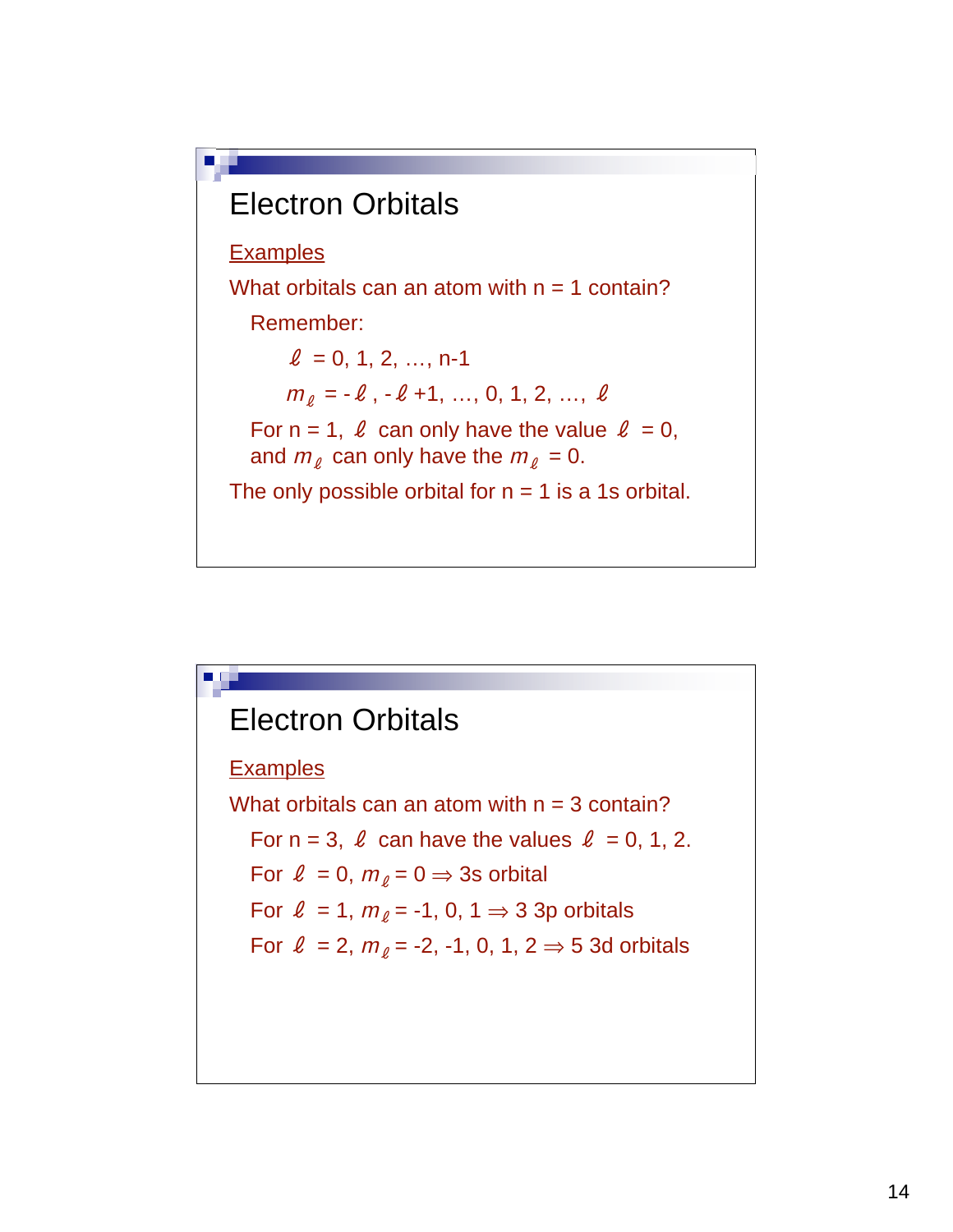## Electron Orbitals

<u>Examples</u>

What orbitals can an atom with n = 1 contain?

Remember:

$\ell = 0, 1, 2, \ldots, n-1$

$m_\ell = -\ell, -\ell+1, \ldots, 0, 1, 2, \ldots, \ell$

For n = 1, $\ell$ can only have the value $\ell = 0$, and $m_\ell$ can only have the $m_\ell = 0$.

The only possible orbital for n = 1 is a 1s orbital.

## Electron Orbitals

<u>Examples</u>

What orbitals can an atom with n = 3 contain?

For n = 3, $\ell$ can have the values $\ell = 0, 1, 2$.

For $\ell = 0$, $m_\ell = 0 \Rightarrow$ 3s orbital

For $\ell = 1$, $m_\ell = -1, 0, 1 \Rightarrow$ 3 3p orbitals

For $\ell = 2$, $m_\ell = -2, -1, 0, 1, 2 \Rightarrow$ 5 3d orbitals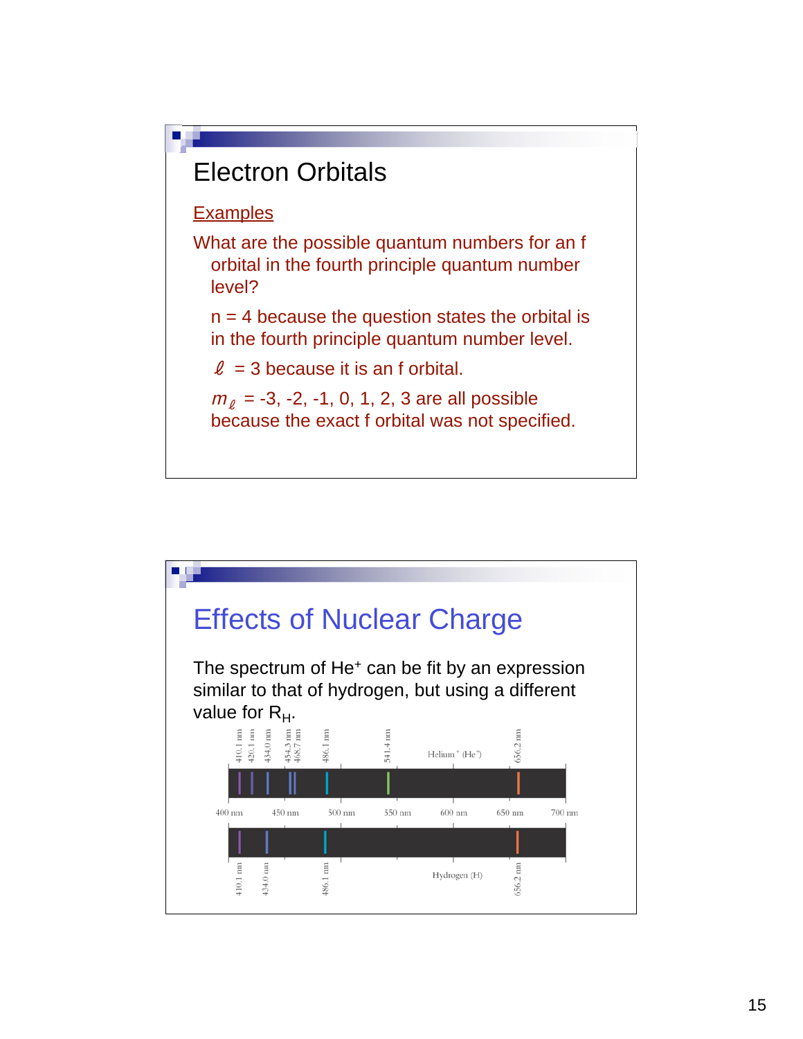## Electron Orbitals

Examples

What are the possible quantum numbers for an f orbital in the fourth principle quantum number level?

n = 4 because the question states the orbital is in the fourth principle quantum number level.

$\ell$ = 3 because it is an f orbital.

$m_\ell$ = -3, -2, -1, 0, 1, 2, 3 are all possible because the exact f orbital was not specified.

## Effects of Nuclear Charge

The spectrum of $He^+$ can be fit by an expression similar to that of hydrogen, but using a different value for $R_H$.

Helium$^+$ ($He^+$): 410.1 nm, 420.1 nm, 434.0 nm, 454.3 nm, 468.7 nm, 486.1 nm, 541.4 nm, 656.2 nm

400 nm, 450 nm, 500 nm, 550 nm, 600 nm, 650 nm, 700 nm

Hydrogen (H): 410.1 nm, 434.0 nm, 486.1 nm, 656.2 nm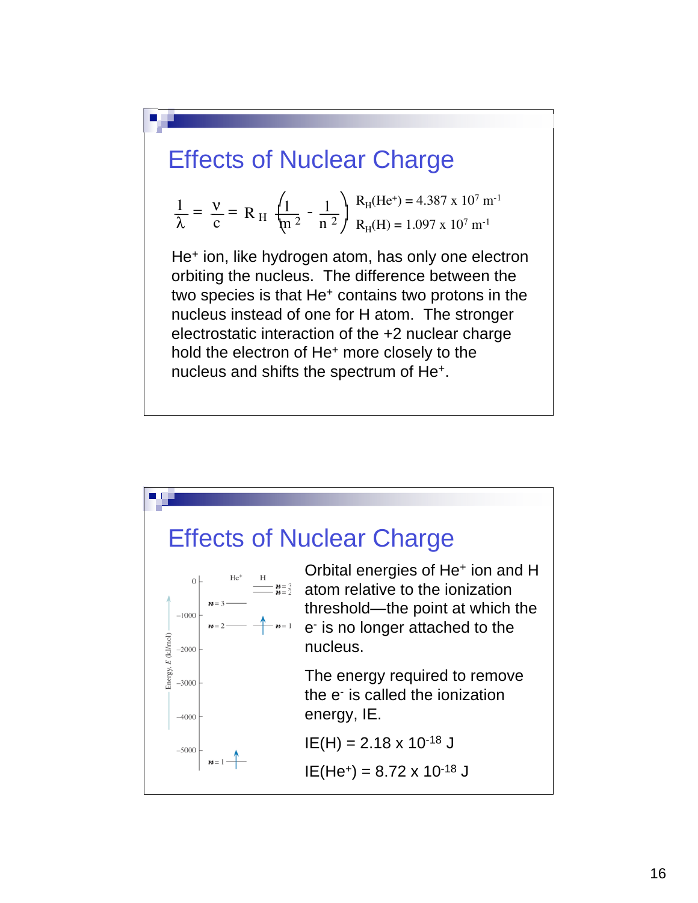## Effects of Nuclear Charge

$$\frac{1}{\lambda} = \frac{\nu}{c} = R_H \left( \frac{1}{m^2} - \frac{1}{n^2} \right)$$

$R_H(He^+) = 4.387 \times 10^7\ m^{-1}$

$R_H(H) = 1.097 \times 10^7\ m^{-1}$

$He^+$ ion, like hydrogen atom, has only one electron orbiting the nucleus. The difference between the two species is that $He^+$ contains two protons in the nucleus instead of one for H atom. The stronger electrostatic interaction of the +2 nuclear charge hold the electron of $He^+$ more closely to the nucleus and shifts the spectrum of $He^+$.

## Effects of Nuclear Charge

Orbital energies of $He^+$ ion and H atom relative to the ionization threshold—the point at which the $e^-$ is no longer attached to the nucleus.

The energy required to remove the $e^-$ is called the ionization energy, IE.

$IE(H) = 2.18 \times 10^{-18}$ J

$IE(He^+) = 8.72 \times 10^{-18}$ J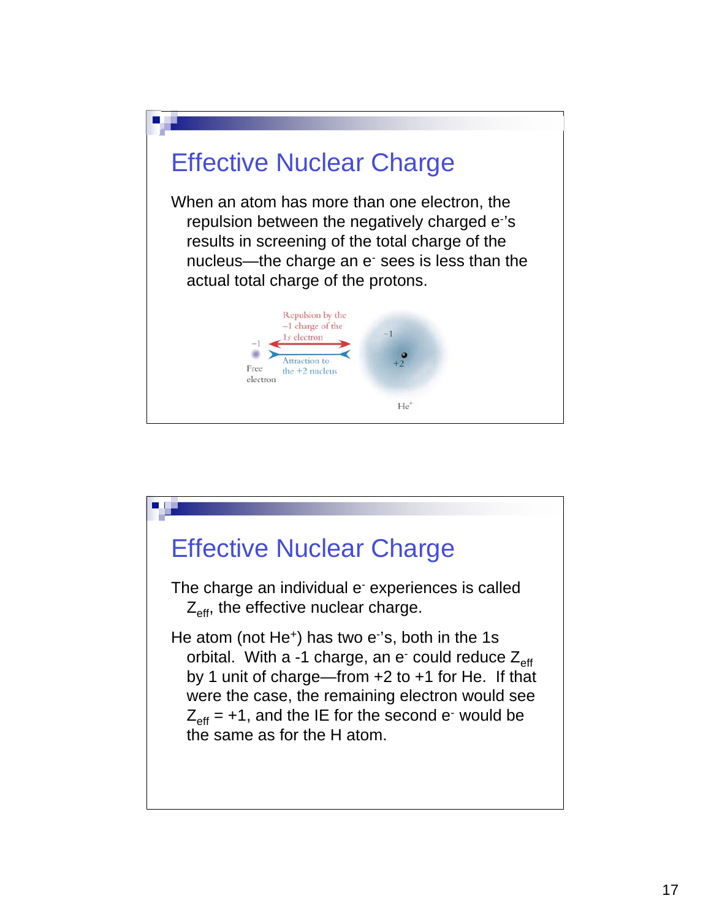# Effective Nuclear Charge

When an atom has more than one electron, the repulsion between the negatively charged $e^-$'s results in screening of the total charge of the nucleus—the charge an $e^-$ sees is less than the actual total charge of the protons.

# Effective Nuclear Charge

The charge an individual $e^-$ experiences is called $Z_{eff}$, the effective nuclear charge.

He atom (not $He^+$) has two $e^-$'s, both in the 1s orbital. With a -1 charge, an $e^-$ could reduce $Z_{eff}$ by 1 unit of charge—from +2 to +1 for He. If that were the case, the remaining electron would see $Z_{eff}$ = +1, and the IE for the second $e^-$ would be the same as for the H atom.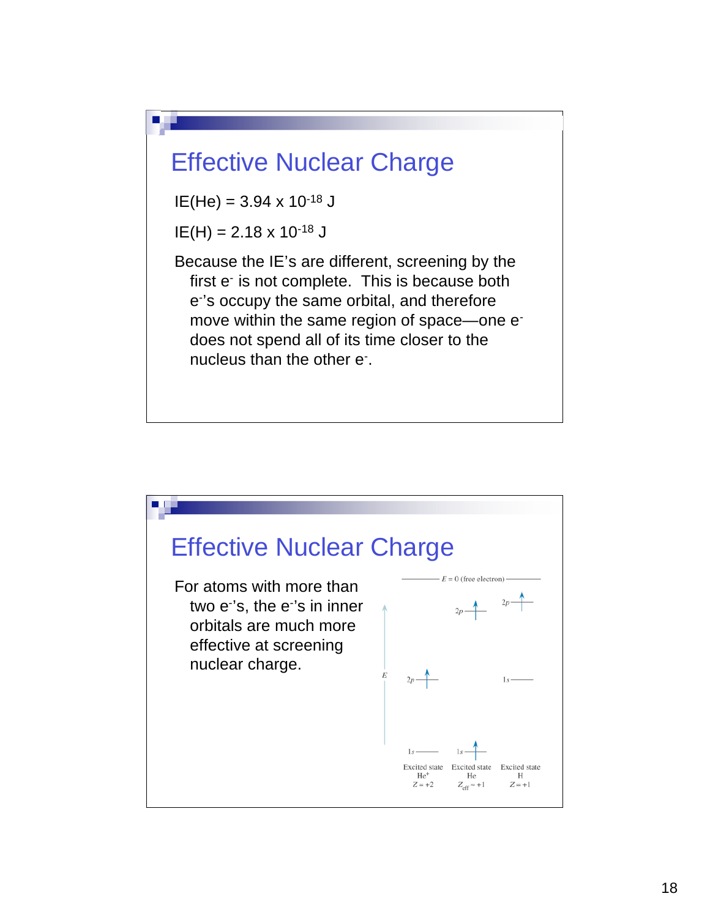## Effective Nuclear Charge

IE(He) = $3.94 \times 10^{-18}$ J

IE(H) = $2.18 \times 10^{-18}$ J

Because the IE's are different, screening by the first $e^-$ is not complete. This is because both $e^-$'s occupy the same orbital, and therefore move within the same region of space—one $e^-$ does not spend all of its time closer to the nucleus than the other $e^-$.

## Effective Nuclear Charge

For atoms with more than two $e^-$'s, the $e^-$'s in inner orbitals are much more effective at screening nuclear charge.

$E = 0$ (free electron)

| Excited state $He^+$ $Z = +2$ | Excited state He $Z_{eff} \approx +1$ | Excited state H $Z = +1$ |
| --- | --- | --- |
| 2p ↑, 1s | 2p ↑, 1s ↑ | 2p ↑, 1s |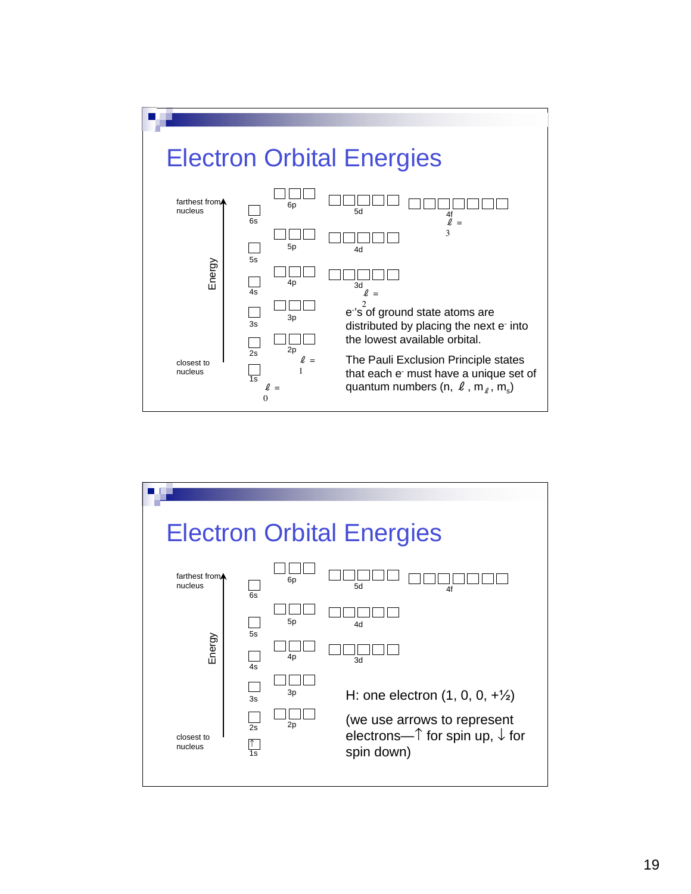# Electron Orbital Energies

farthest from nucleus

Energy

closest to nucleus

6s, 6p, 5d, 4f ($\ell$ = 3)

5s, 5p, 4d

4s, 4p, 3d ($\ell$ = 2)

3s, 3p

2s, 2p ($\ell$ = 1)

1s ($\ell$ = 0)

$e^-$'s of ground state atoms are distributed by placing the next $e^-$ into the lowest available orbital.

The Pauli Exclusion Principle states that each $e^-$ must have a unique set of quantum numbers (n, $\ell$, $m_\ell$, $m_s$)

# Electron Orbital Energies

farthest from nucleus

Energy

closest to nucleus

6s, 6p, 5d, 4f

5s, 5p, 4d

4s, 4p, 3d

3s, 3p

2s, 2p

1s ↑

H: one electron (1, 0, 0, +½)

(we use arrows to represent electrons—↑ for spin up, ↓ for spin down)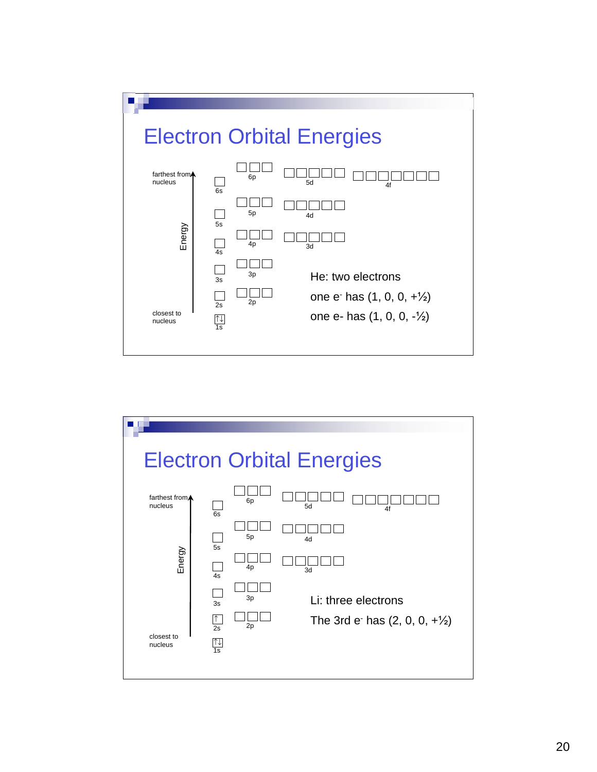# Electron Orbital Energies

farthest from nucleus

Energy

closest to nucleus

6s, 6p, 5d, 4f

5s, 5p, 4d

4s, 4p, 3d

3s, 3p

2s, 2p

1s ↑↓

He: two electrons

one $e^-$ has (1, 0, 0, +½)

one e- has (1, 0, 0, -½)

# Electron Orbital Energies

farthest from nucleus

Energy

closest to nucleus

6s, 6p, 5d, 4f

5s, 5p, 4d

4s, 4p, 3d

3s, 3p

2s ↑, 2p

1s ↑↓

Li: three electrons

The 3rd $e^-$ has (2, 0, 0, +½)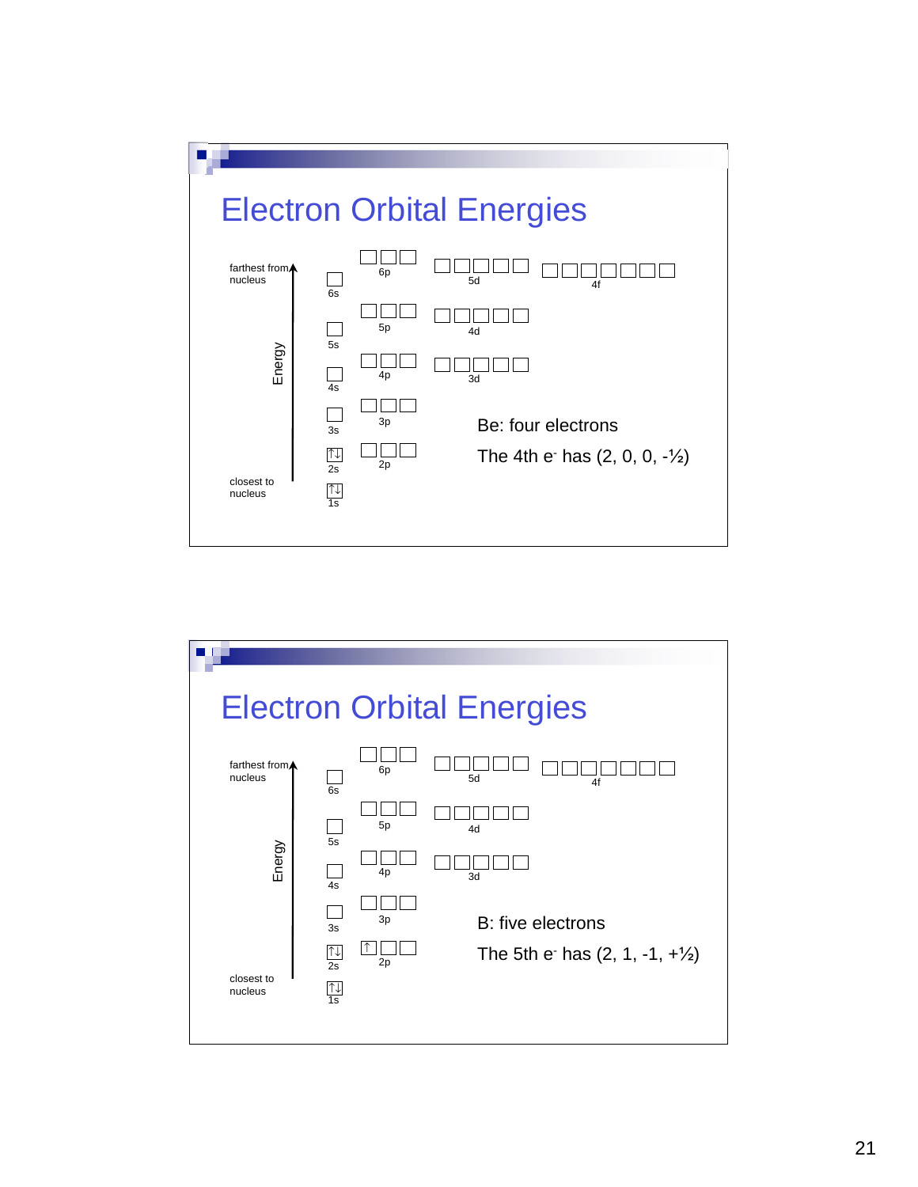# Electron Orbital Energies

farthest from nucleus

Energy

closest to nucleus

6s, 6p, 5d, 4f

5s, 5p, 4d

4s, 4p, 3d

3s, 3p

2s ↑↓, 2p

1s ↑↓

Be: four electrons

The 4th $e^-$ has (2, 0, 0, -½)

# Electron Orbital Energies

farthest from nucleus

Energy

closest to nucleus

6s, 6p, 5d, 4f

5s, 5p, 4d

4s, 4p, 3d

3s, 3p

2s ↑↓, 2p ↑

1s ↑↓

B: five electrons

The 5th $e^-$ has (2, 1, -1, +½)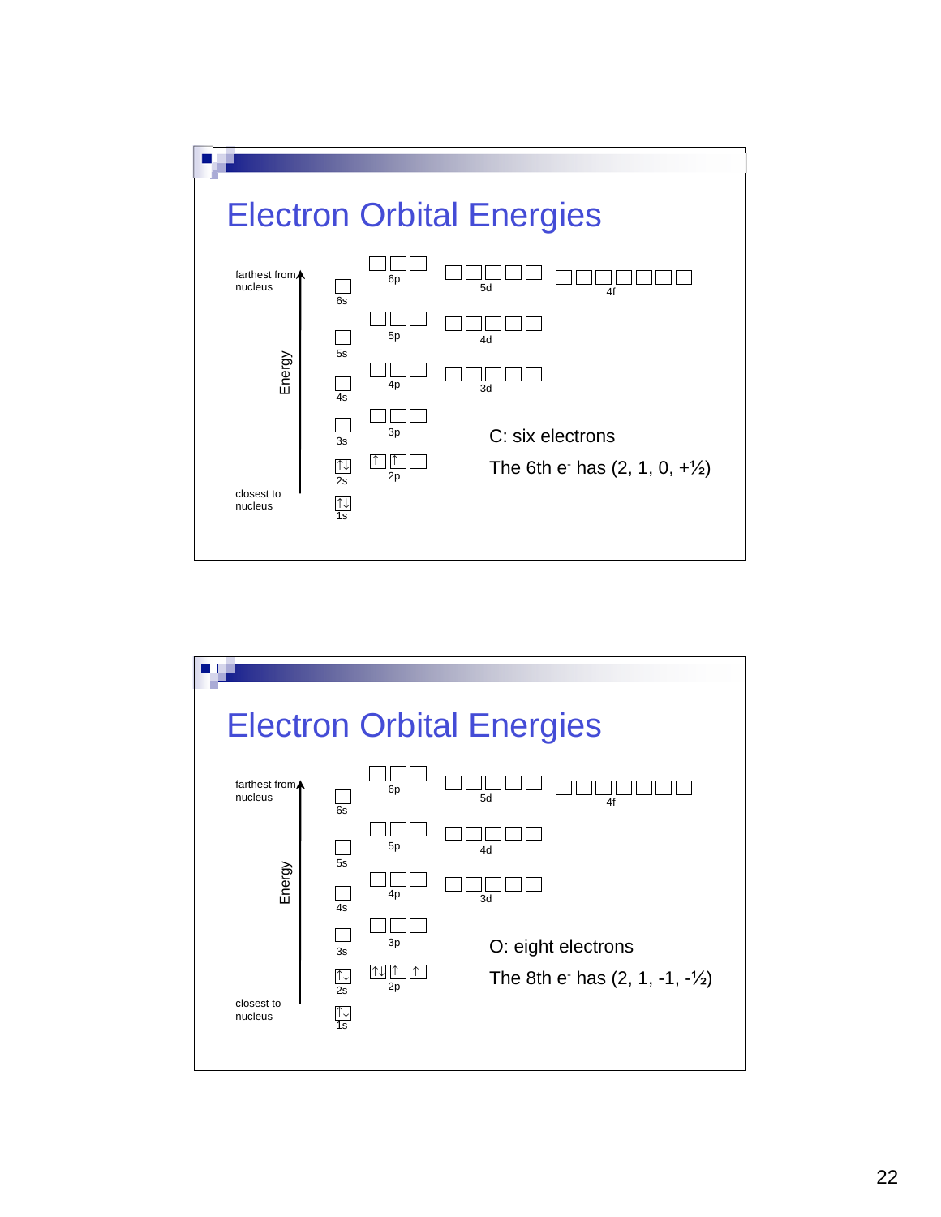## Electron Orbital Energies

farthest from nucleus

Energy

closest to nucleus

6s, 6p, 5d, 4f

5s, 5p, 4d

4s, 4p, 3d

3s, 3p

2s ↑↓, 2p ↑ ↑

1s ↑↓

C: six electrons

The 6th $e^-$ has (2, 1, 0, +½)

## Electron Orbital Energies

farthest from nucleus

Energy

closest to nucleus

6s, 6p, 5d, 4f

5s, 5p, 4d

4s, 4p, 3d

3s, 3p

2s ↑↓, 2p ↑↓ ↑ ↑

1s ↑↓

O: eight electrons

The 8th $e^-$ has (2, 1, -1, -½)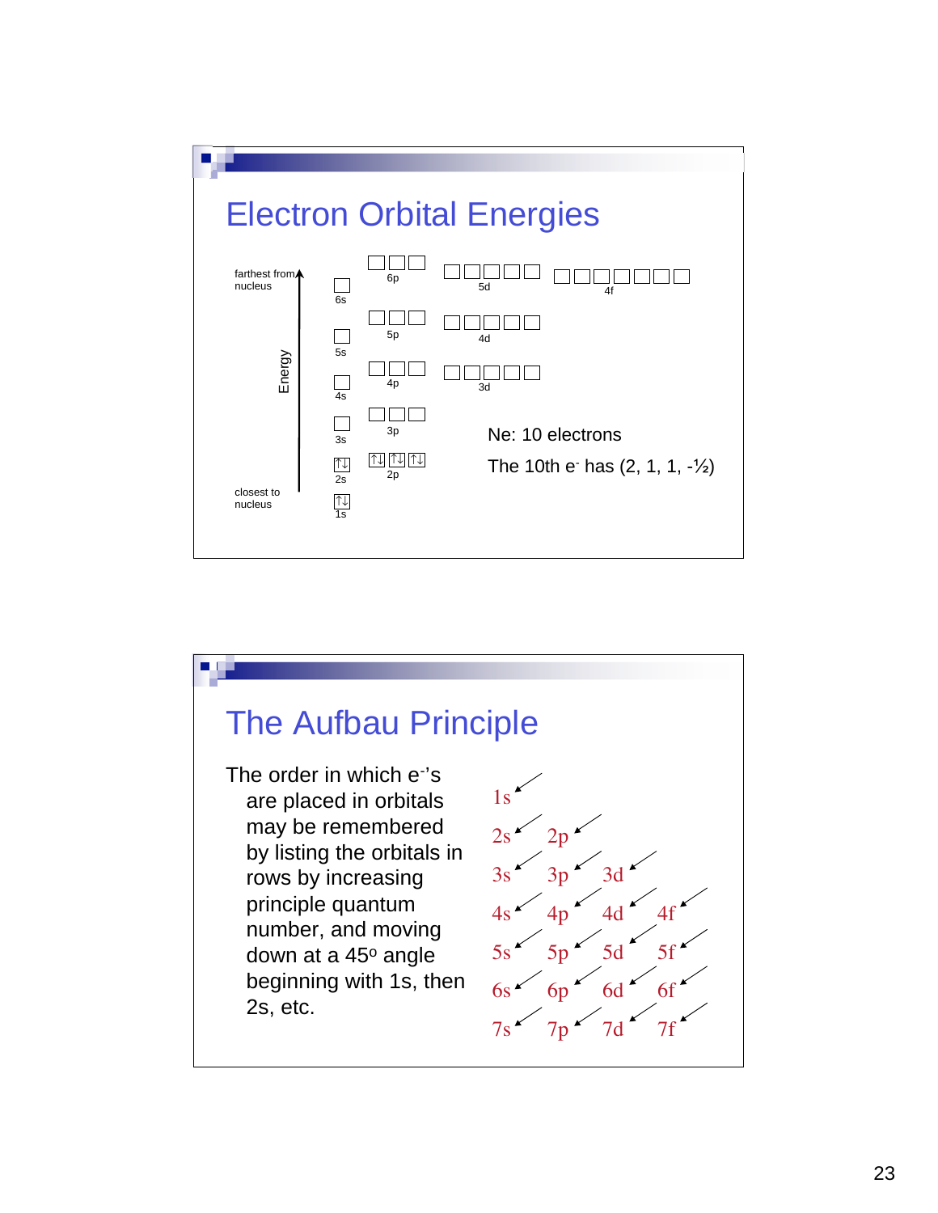# Electron Orbital Energies

farthest from nucleus

Energy

closest to nucleus

| | | | |
|---|---|---|---|
| 6s | 6p | 5d | 4f |
| 5s | 5p | 4d | |
| 4s | 4p | 3d | |
| 3s | 3p | | |
| 2s ↑↓ | 2p ↑↓ ↑↓ ↑↓ | | |
| 1s ↑↓ | | | |

Ne: 10 electrons

The 10th $e^-$ has (2, 1, 1, -½)

# The Aufbau Principle

The order in which $e^-$'s are placed in orbitals may be remembered by listing the orbitals in rows by increasing principle quantum number, and moving down at a 45º angle beginning with 1s, then 2s, etc.

| | | | |
|---|---|---|---|
| 1s | | | |
| 2s | 2p | | |
| 3s | 3p | 3d | |
| 4s | 4p | 4d | 4f |
| 5s | 5p | 5d | 5f |
| 6s | 6p | 6d | 6f |
| 7s | 7p | 7d | 7f |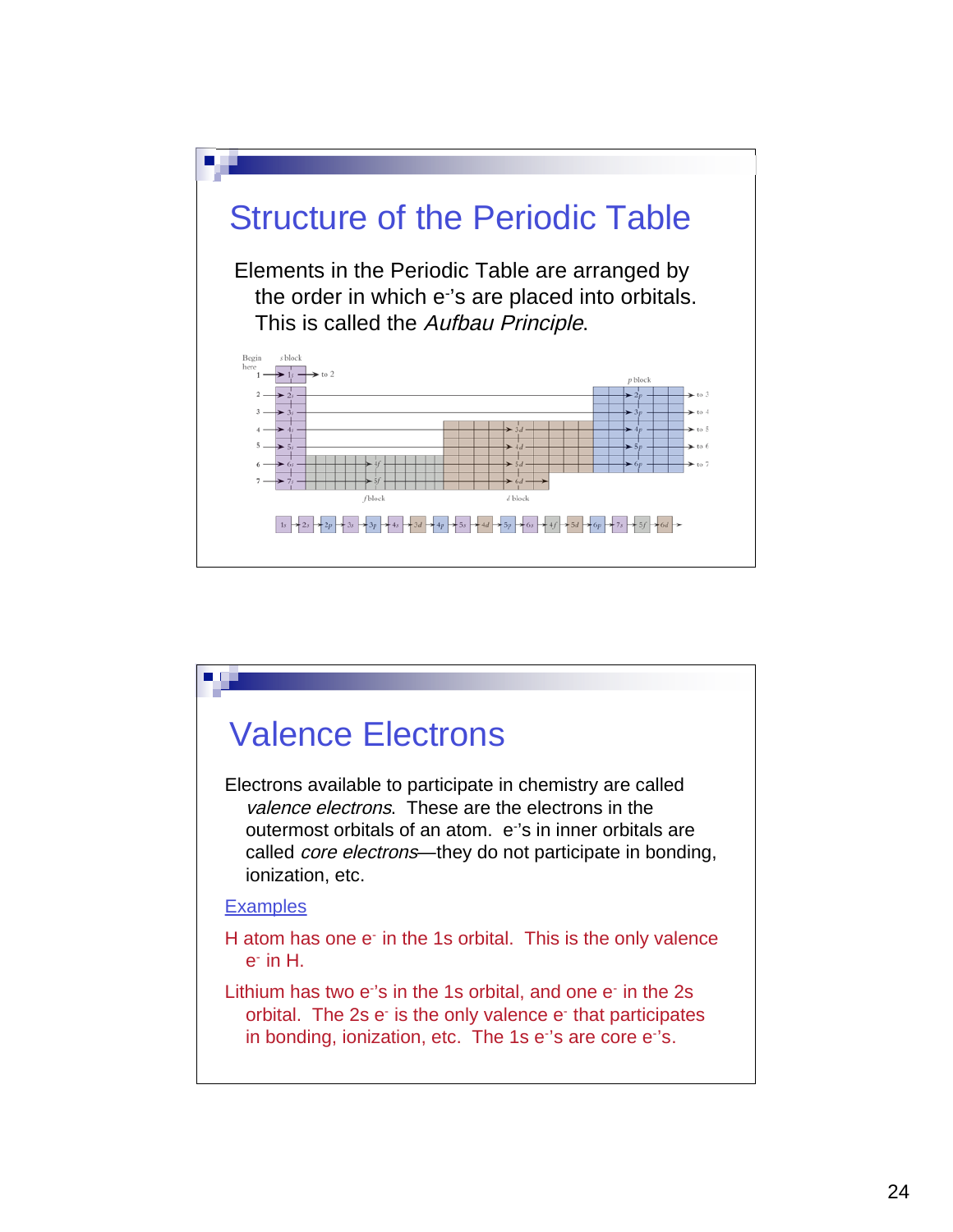# Structure of the Periodic Table

Elements in the Periodic Table are arranged by the order in which e⁻'s are placed into orbitals. This is called the *Aufbau Principle*.

Begin here

s block

p block

f block

d block

1s → 2s → 2p → 3s → 3p → 4s → 3d → 4p → 5s → 4d → 5p → 6s → 4f → 5d → 6p → 7s → 5f → 6d →

# Valence Electrons

Electrons available to participate in chemistry are called *valence electrons*. These are the electrons in the outermost orbitals of an atom. $e^-$'s in inner orbitals are called *core electrons*—they do not participate in bonding, ionization, etc.

Examples

H atom has one $e^-$ in the 1s orbital. This is the only valence $e^-$ in H.

Lithium has two $e^-$'s in the 1s orbital, and one $e^-$ in the 2s orbital. The 2s $e^-$ is the only valence $e^-$ that participates in bonding, ionization, etc. The 1s $e^-$'s are core $e^-$'s.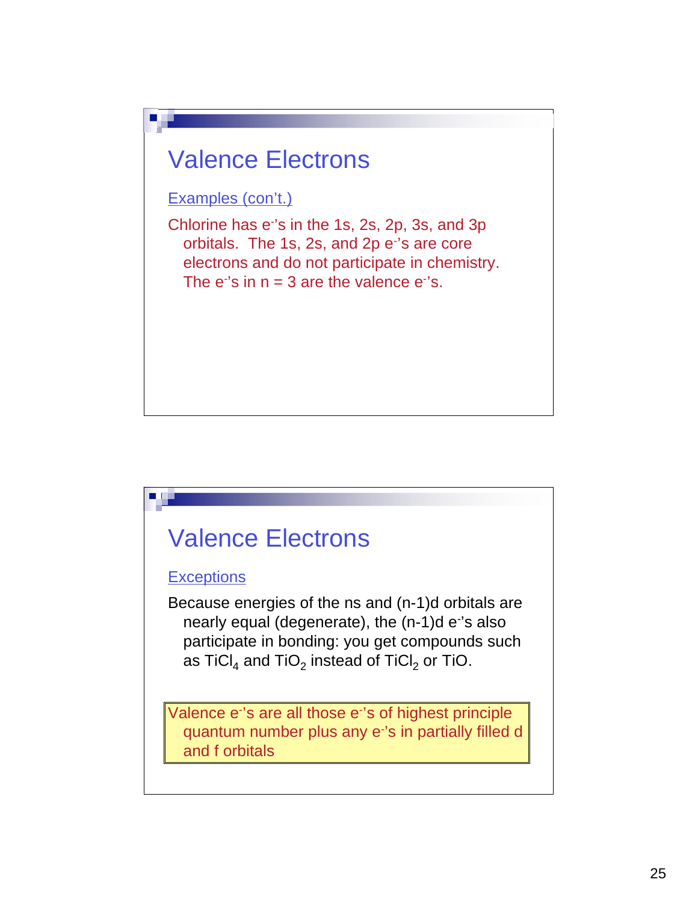## Valence Electrons

Examples (con't.)

Chlorine has $e^-$'s in the 1s, 2s, 2p, 3s, and 3p orbitals. The 1s, 2s, and 2p $e^-$'s are core electrons and do not participate in chemistry. The $e^-$'s in n = 3 are the valence $e^-$'s.

## Valence Electrons

Exceptions

Because energies of the ns and (n-1)d orbitals are nearly equal (degenerate), the (n-1)d $e^-$'s also participate in bonding: you get compounds such as $TiCl_4$ and $TiO_2$ instead of $TiCl_2$ or TiO.

Valence $e^-$'s are all those $e^-$'s of highest principle quantum number plus any $e^-$'s in partially filled d and f orbitals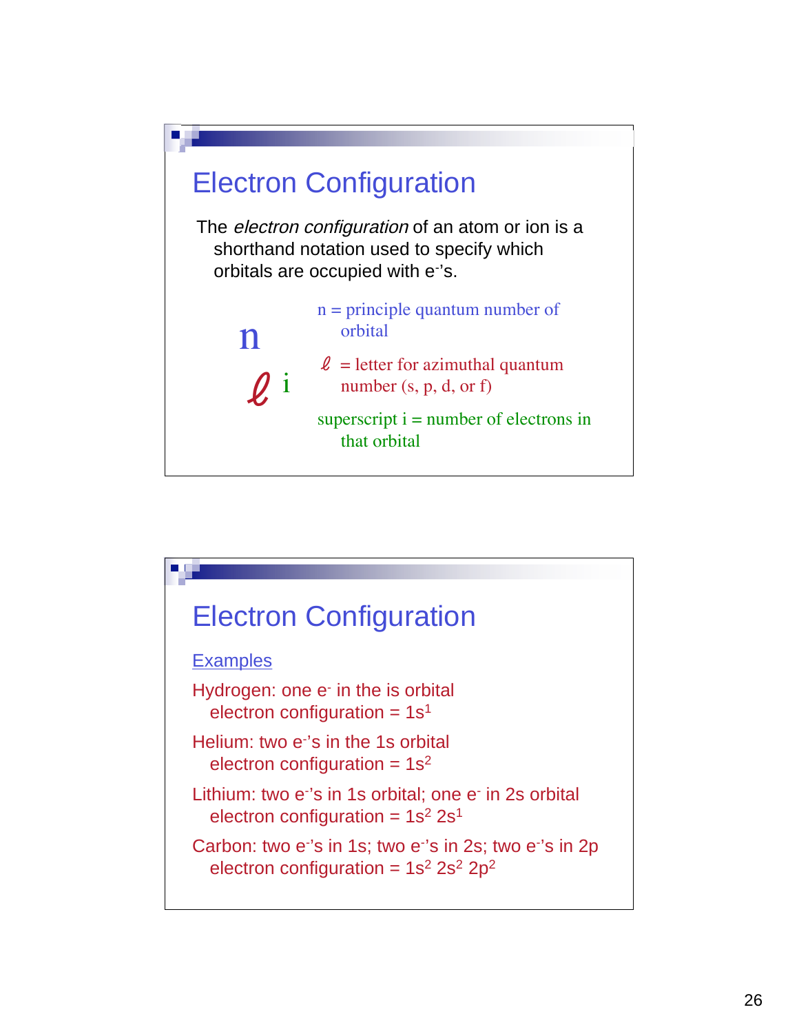## Electron Configuration

The *electron configuration* of an atom or ion is a shorthand notation used to specify which orbitals are occupied with e⁻'s.

$$n\ell^{i}$$

n = principle quantum number of orbital

$\ell$ = letter for azimuthal quantum number (s, p, d, or f)

superscript i = number of electrons in that orbital

## Electron Configuration

Examples

Hydrogen: one $e^-$ in the is orbital
electron configuration = $1s^1$

Helium: two $e^-$'s in the 1s orbital
electron configuration = $1s^2$

Lithium: two $e^-$'s in 1s orbital; one $e^-$ in 2s orbital
electron configuration = $1s^2\ 2s^1$

Carbon: two $e^-$'s in 1s; two $e^-$'s in 2s; two $e^-$'s in 2p
electron configuration = $1s^2\ 2s^2\ 2p^2$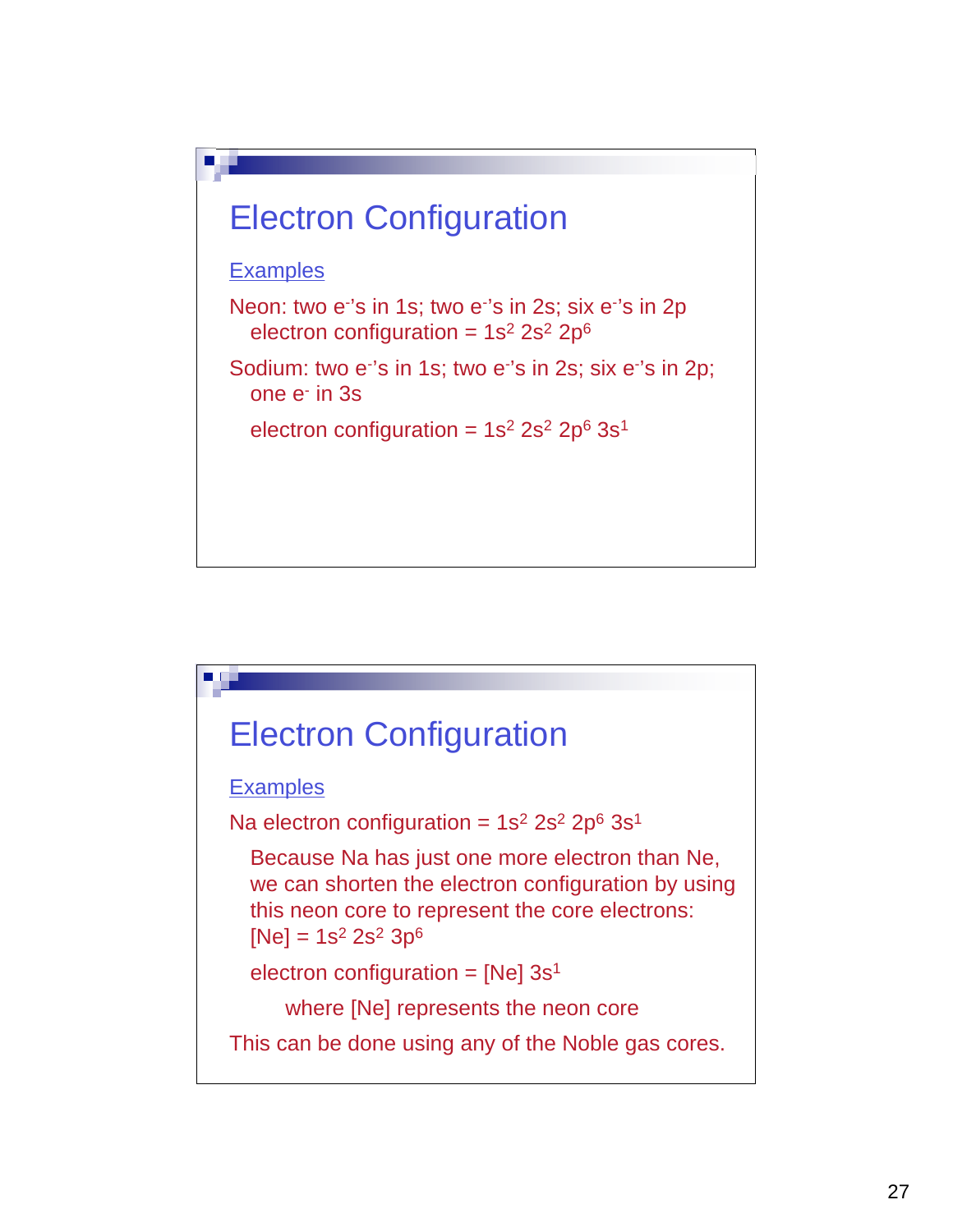## Electron Configuration

Examples

Neon: two $e^-$'s in 1s; two $e^-$'s in 2s; six $e^-$'s in 2p
 electron configuration = $1s^2\ 2s^2\ 2p^6$

Sodium: two $e^-$'s in 1s; two $e^-$'s in 2s; six $e^-$'s in 2p; one $e^-$ in 3s

 electron configuration = $1s^2\ 2s^2\ 2p^6\ 3s^1$

## Electron Configuration

Examples

Na electron configuration = $1s^2\ 2s^2\ 2p^6\ 3s^1$

 Because Na has just one more electron than Ne, we can shorten the electron configuration by using this neon core to represent the core electrons: [Ne] = $1s^2\ 2s^2\ 3p^6$

 electron configuration = [Ne] $3s^1$

  where [Ne] represents the neon core

This can be done using any of the Noble gas cores.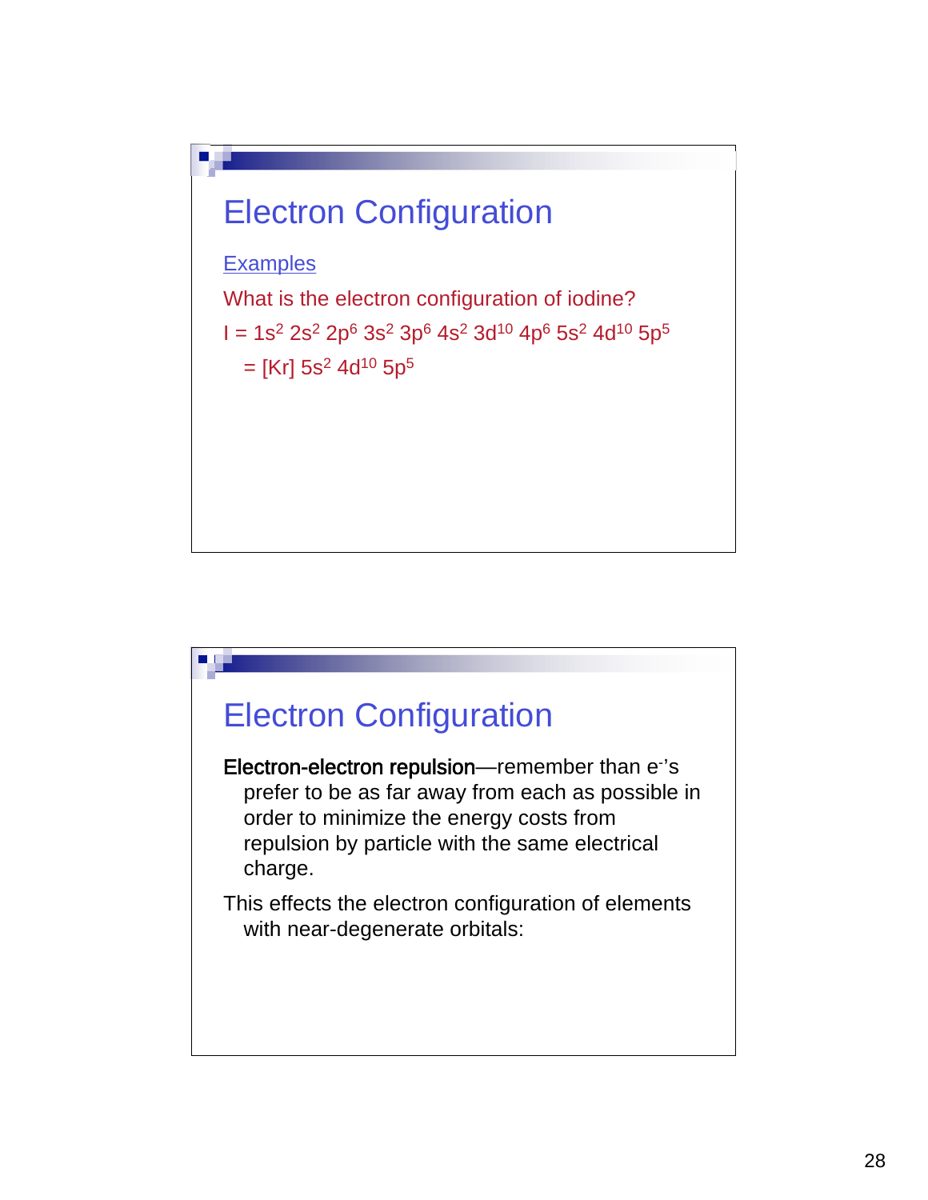## Electron Configuration

Examples

What is the electron configuration of iodine?

I = $1s^2\ 2s^2\ 2p^6\ 3s^2\ 3p^6\ 4s^2\ 3d^{10}\ 4p^6\ 5s^2\ 4d^{10}\ 5p^5$

= [Kr] $5s^2\ 4d^{10}\ 5p^5$

## Electron Configuration

**Electron-electron repulsion**—remember than $e^-$'s prefer to be as far away from each as possible in order to minimize the energy costs from repulsion by particle with the same electrical charge.

This effects the electron configuration of elements with near-degenerate orbitals: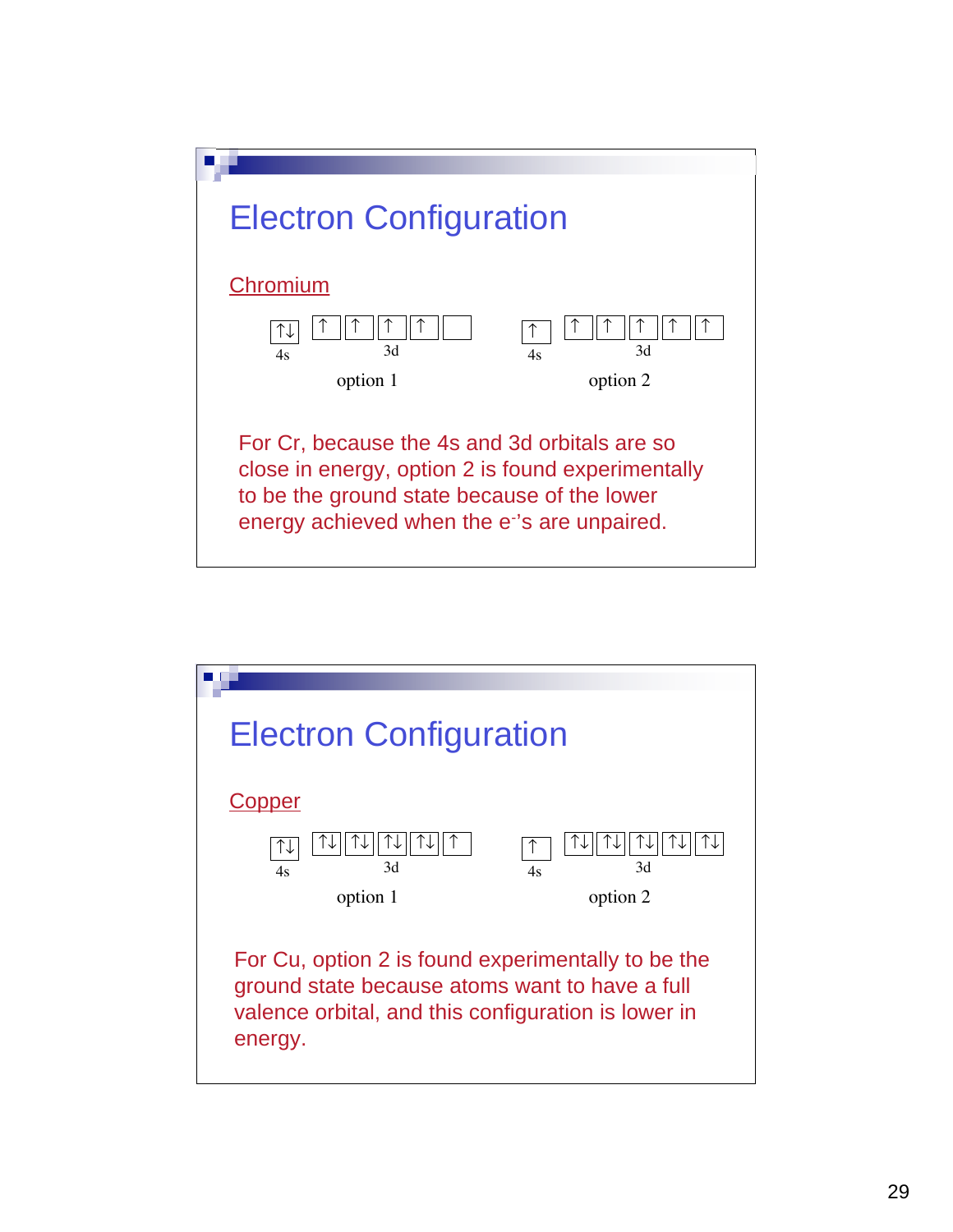# Electron Configuration

Chromium

| 4s | 3d | | | | | | 4s | 3d | | | | |
|---|---|---|---|---|---|---|---|---|---|---|---|---|
| ↑↓ | ↑ | ↑ | ↑ | ↑ | | | ↑ | ↑ | ↑ | ↑ | ↑ | ↑ |

option 1 | option 2

For Cr, because the 4s and 3d orbitals are so close in energy, option 2 is found experimentally to be the ground state because of the lower energy achieved when the $e^{-}$'s are unpaired.

# Electron Configuration

Copper

| 4s | 3d | | | | | | 4s | 3d | | | | |
|---|---|---|---|---|---|---|---|---|---|---|---|---|
| ↑↓ | ↑↓ | ↑↓ | ↑↓ | ↑↓ | ↑ | | ↑ | ↑↓ | ↑↓ | ↑↓ | ↑↓ | ↑↓ |

option 1 | option 2

For Cu, option 2 is found experimentally to be the ground state because atoms want to have a full valence orbital, and this configuration is lower in energy.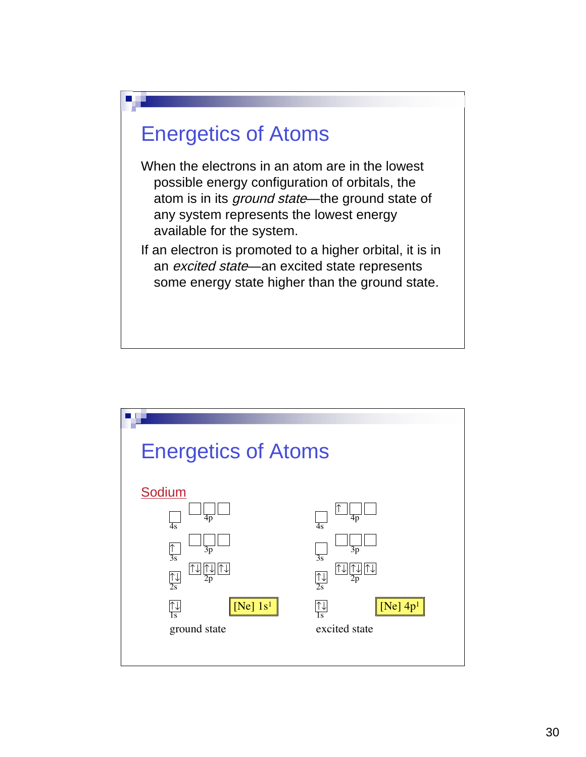# Energetics of Atoms

When the electrons in an atom are in the lowest possible energy configuration of orbitals, the atom is in its *ground state*—the ground state of any system represents the lowest energy available for the system.

If an electron is promoted to a higher orbital, it is in an *excited state*—an excited state represents some energy state higher than the ground state.

# Energetics of Atoms

Sodium

| Orbital | ground state | excited state |
|---|---|---|
| 4p | ☐ ☐ ☐ | ↑ ☐ ☐ |
| 4s | ☐ | ☐ |
| 3p | ☐ ☐ ☐ | ☐ ☐ ☐ |
| 3s | ↑ | ☐ |
| 2p | ↑↓ ↑↓ ↑↓ | ↑↓ ↑↓ ↑↓ |
| 2s | ↑↓ | ↑↓ |
| 1s | ↑↓ | ↑↓ |

ground state: [Ne] $1s^1$

excited state: [Ne] $4p^1$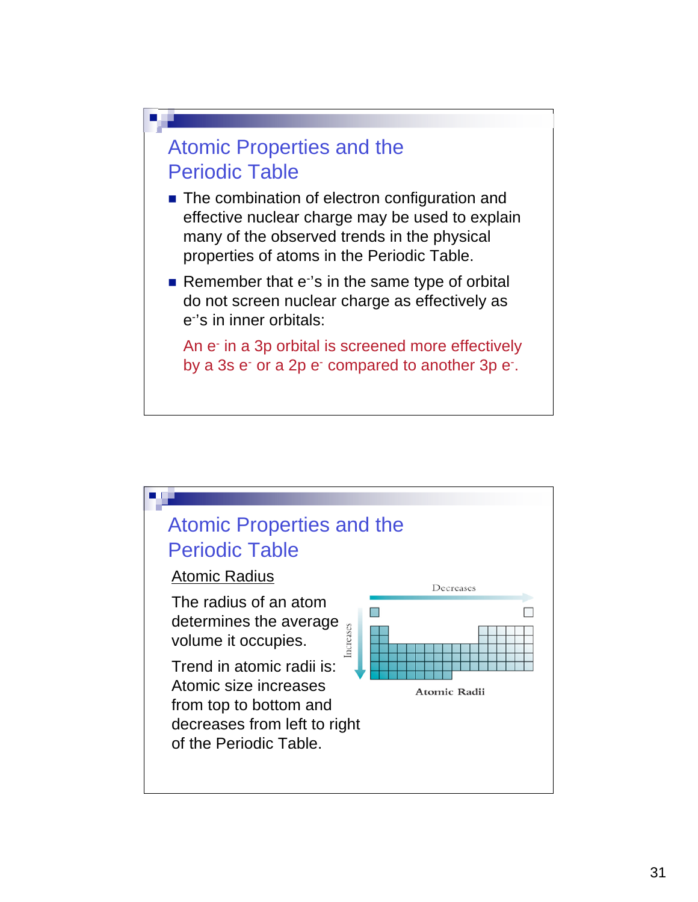## Atomic Properties and the Periodic Table

- The combination of electron configuration and effective nuclear charge may be used to explain many of the observed trends in the physical properties of atoms in the Periodic Table.
- Remember that $e^-$'s in the same type of orbital do not screen nuclear charge as effectively as $e^-$'s in inner orbitals:

  An $e^-$ in a 3p orbital is screened more effectively by a 3s $e^-$ or a 2p $e^-$ compared to another 3p $e^-$.

## Atomic Properties and the Periodic Table

Atomic Radius

The radius of an atom determines the average volume it occupies.

Trend in atomic radii is: Atomic size increases from top to bottom and decreases from left to right of the Periodic Table.

Decreases

Increases

Atomic Radii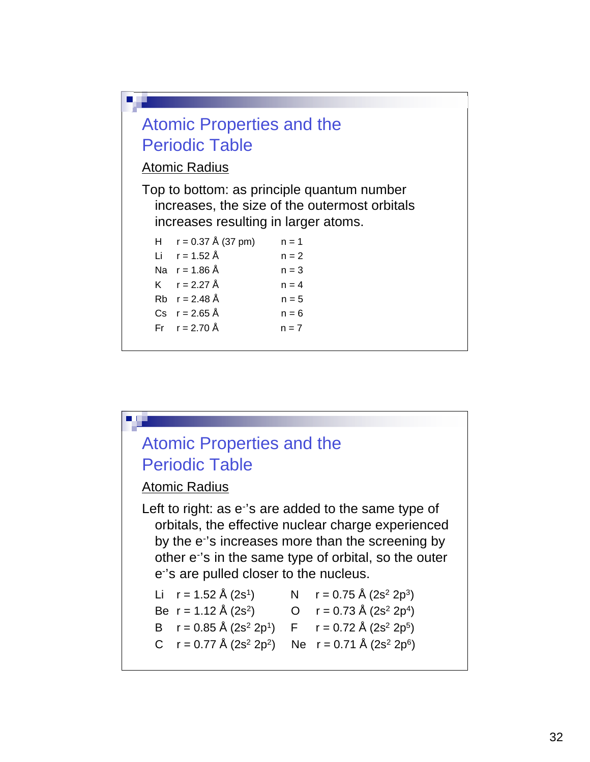## Atomic Properties and the Periodic Table

### Atomic Radius

Top to bottom: as principle quantum number increases, the size of the outermost orbitals increases resulting in larger atoms.

| | | |
|---|---|---|
| H | r = 0.37 Å (37 pm) | n = 1 |
| Li | r = 1.52 Å | n = 2 |
| Na | r = 1.86 Å | n = 3 |
| K | r = 2.27 Å | n = 4 |
| Rb | r = 2.48 Å | n = 5 |
| Cs | r = 2.65 Å | n = 6 |
| Fr | r = 2.70 Å | n = 7 |

## Atomic Properties and the Periodic Table

### Atomic Radius

Left to right: as $e^-$'s are added to the same type of orbitals, the effective nuclear charge experienced by the $e^-$'s increases more than the screening by other $e^-$'s in the same type of orbital, so the outer $e^-$'s are pulled closer to the nucleus.

| | | | |
|---|---|---|---|
| Li | r = 1.52 Å ($2s^1$) | N | r = 0.75 Å ($2s^2\ 2p^3$) |
| Be | r = 1.12 Å ($2s^2$) | O | r = 0.73 Å ($2s^2\ 2p^4$) |
| B | r = 0.85 Å ($2s^2\ 2p^1$) | F | r = 0.72 Å ($2s^2\ 2p^5$) |
| C | r = 0.77 Å ($2s^2\ 2p^2$) | Ne | r = 0.71 Å ($2s^2\ 2p^6$) |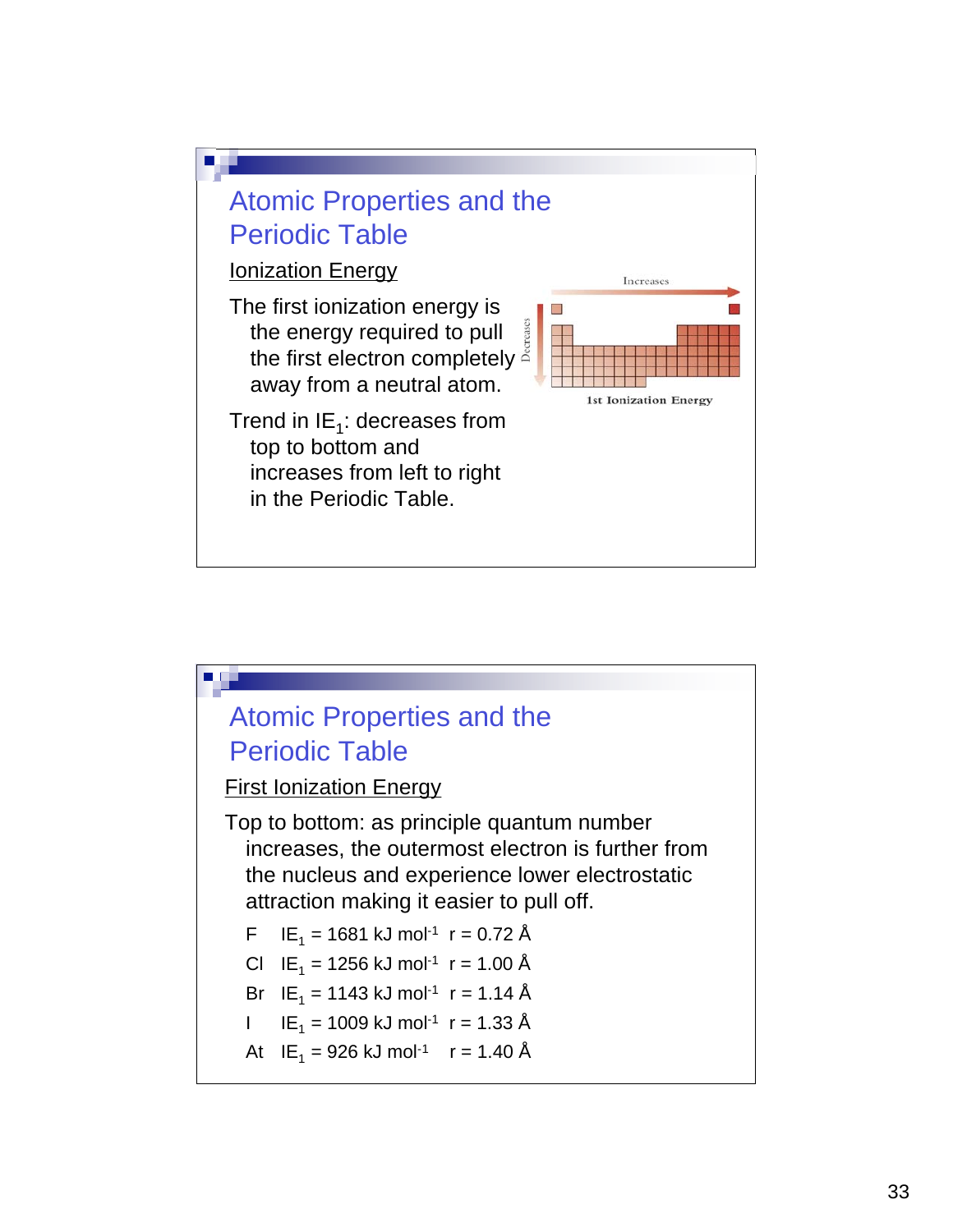## Atomic Properties and the Periodic Table

Ionization Energy

The first ionization energy is the energy required to pull the first electron completely away from a neutral atom.

Trend in $IE_1$: decreases from top to bottom and increases from left to right in the Periodic Table.

Increases

Decreases

1st Ionization Energy

## Atomic Properties and the Periodic Table

First Ionization Energy

Top to bottom: as principle quantum number increases, the outermost electron is further from the nucleus and experience lower electrostatic attraction making it easier to pull off.

| | | |
|---|---|---|
| F | $IE_1$ = 1681 kJ mol$^{-1}$ | r = 0.72 Å |
| Cl | $IE_1$ = 1256 kJ mol$^{-1}$ | r = 1.00 Å |
| Br | $IE_1$ = 1143 kJ mol$^{-1}$ | r = 1.14 Å |
| I | $IE_1$ = 1009 kJ mol$^{-1}$ | r = 1.33 Å |
| At | $IE_1$ = 926 kJ mol$^{-1}$ | r = 1.40 Å |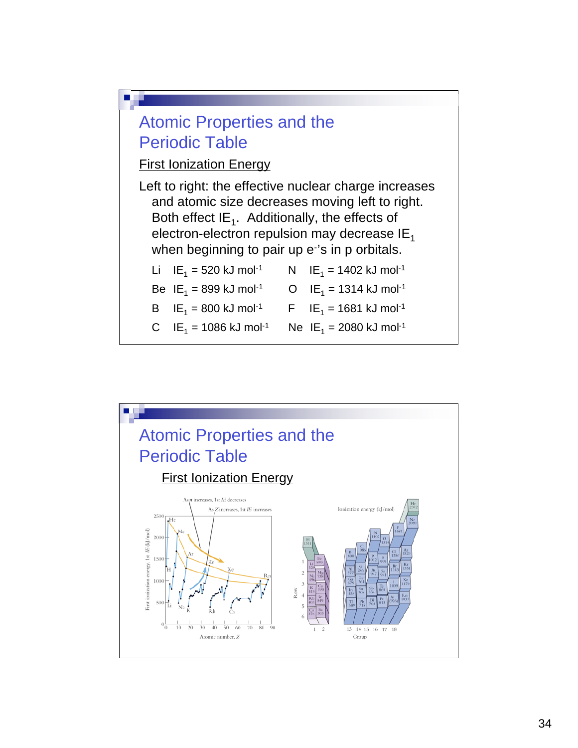## Atomic Properties and the Periodic Table

### First Ionization Energy

Left to right: the effective nuclear charge increases and atomic size decreases moving left to right. Both effect $IE_1$. Additionally, the effects of electron-electron repulsion may decrease $IE_1$ when beginning to pair up e⁻'s in p orbitals.

| | | | |
|---|---|---|---|
| Li | $IE_1 = 520\ kJ\ mol^{-1}$ | N | $IE_1 = 1402\ kJ\ mol^{-1}$ |
| Be | $IE_1 = 899\ kJ\ mol^{-1}$ | O | $IE_1 = 1314\ kJ\ mol^{-1}$ |
| B | $IE_1 = 800\ kJ\ mol^{-1}$ | F | $IE_1 = 1681\ kJ\ mol^{-1}$ |
| C | $IE_1 = 1086\ kJ\ mol^{-1}$ | Ne | $IE_1 = 2080\ kJ\ mol^{-1}$ |

## Atomic Properties and the Periodic Table

### First Ionization Energy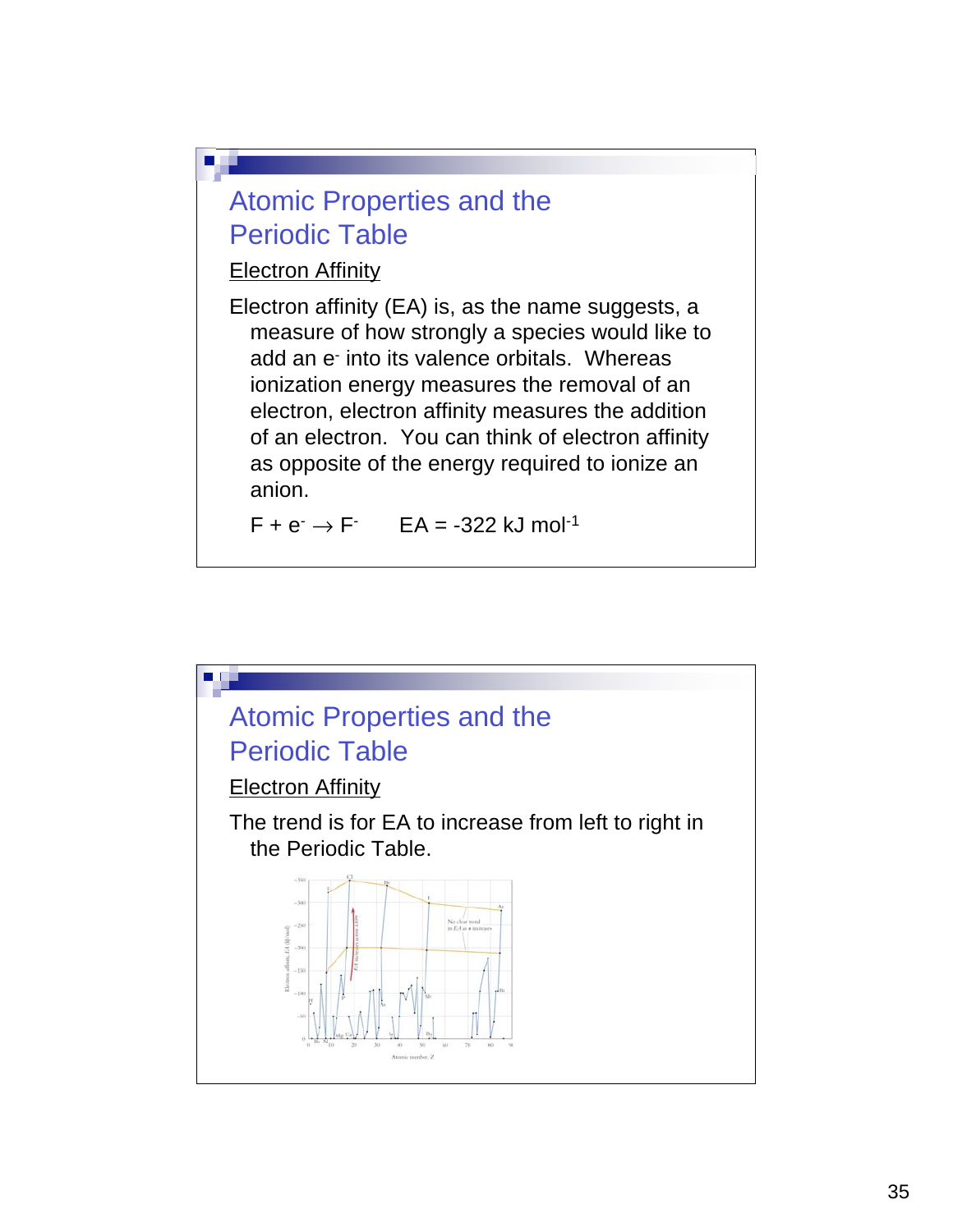## Atomic Properties and the Periodic Table

Electron Affinity

Electron affinity (EA) is, as the name suggests, a measure of how strongly a species would like to add an $e^-$ into its valence orbitals. Whereas ionization energy measures the removal of an electron, electron affinity measures the addition of an electron. You can think of electron affinity as opposite of the energy required to ionize an anion.

$F + e^- \rightarrow F^-$ EA = -322 kJ mol$^{-1}$

## Atomic Properties and the Periodic Table

Electron Affinity

The trend is for EA to increase from left to right in the Periodic Table.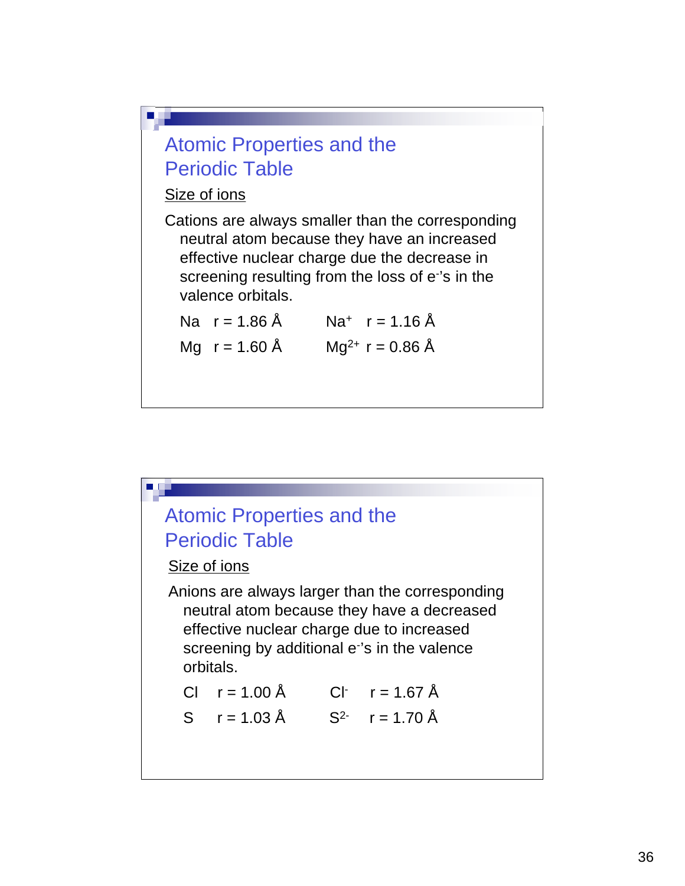## Atomic Properties and the Periodic Table

Size of ions

Cations are always smaller than the corresponding neutral atom because they have an increased effective nuclear charge due the decrease in screening resulting from the loss of $e^-$'s in the valence orbitals.

| | | | |
|---|---|---|---|
| Na | r = 1.86 Å | $Na^+$ | r = 1.16 Å |
| Mg | r = 1.60 Å | $Mg^{2+}$ | r = 0.86 Å |

## Atomic Properties and the Periodic Table

Size of ions

Anions are always larger than the corresponding neutral atom because they have a decreased effective nuclear charge due to increased screening by additional $e^-$'s in the valence orbitals.

| | | | |
|---|---|---|---|
| Cl | r = 1.00 Å | $Cl^-$ | r = 1.67 Å |
| S | r = 1.03 Å | $S^{2-}$ | r = 1.70 Å |